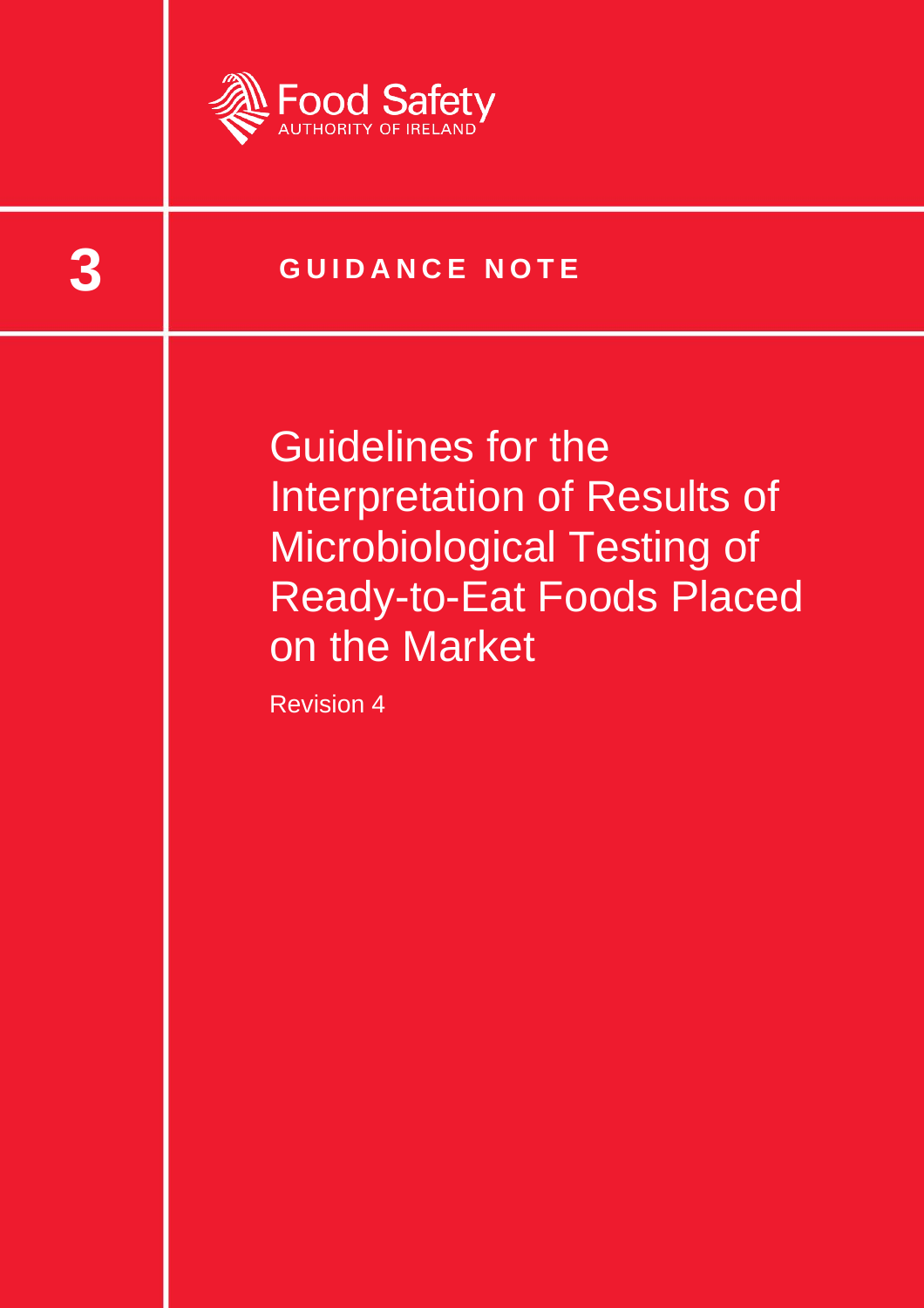Food Safety
AUTHORITY OF IRELAND

3

**GUIDANCE NOTE**

# Guidelines for the Interpretation of Results of Microbiological Testing of Ready-to-Eat Foods Placed on the Market

Revision 4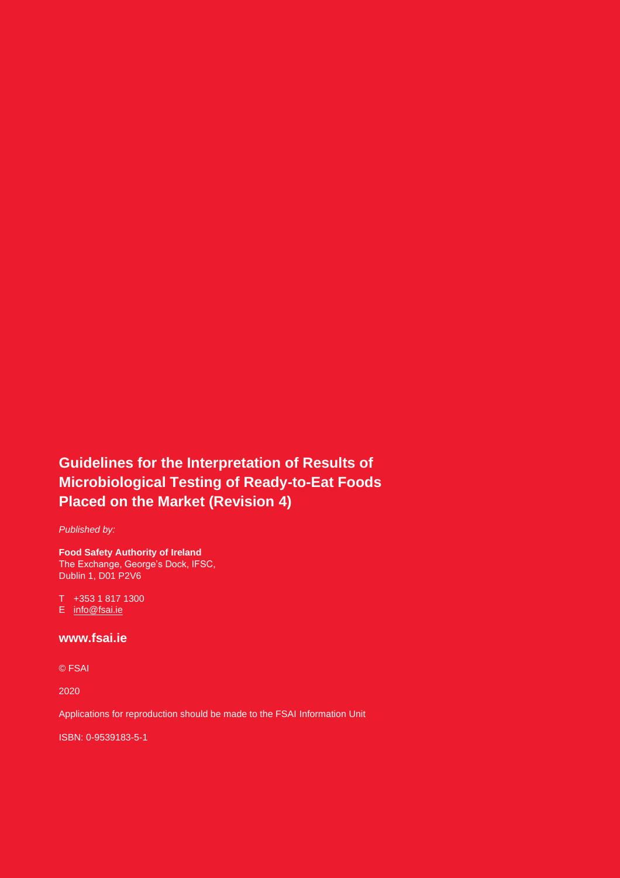## Guidelines for the Interpretation of Results of Microbiological Testing of Ready-to-Eat Foods Placed on the Market (Revision 4)

*Published by:*

**Food Safety Authority of Ireland**
The Exchange, George's Dock, IFSC,
Dublin 1, D01 P2V6

T +353 1 817 1300
E info@fsai.ie

**www.fsai.ie**

© FSAI

2020

Applications for reproduction should be made to the FSAI Information Unit

ISBN: 0-9539183-5-1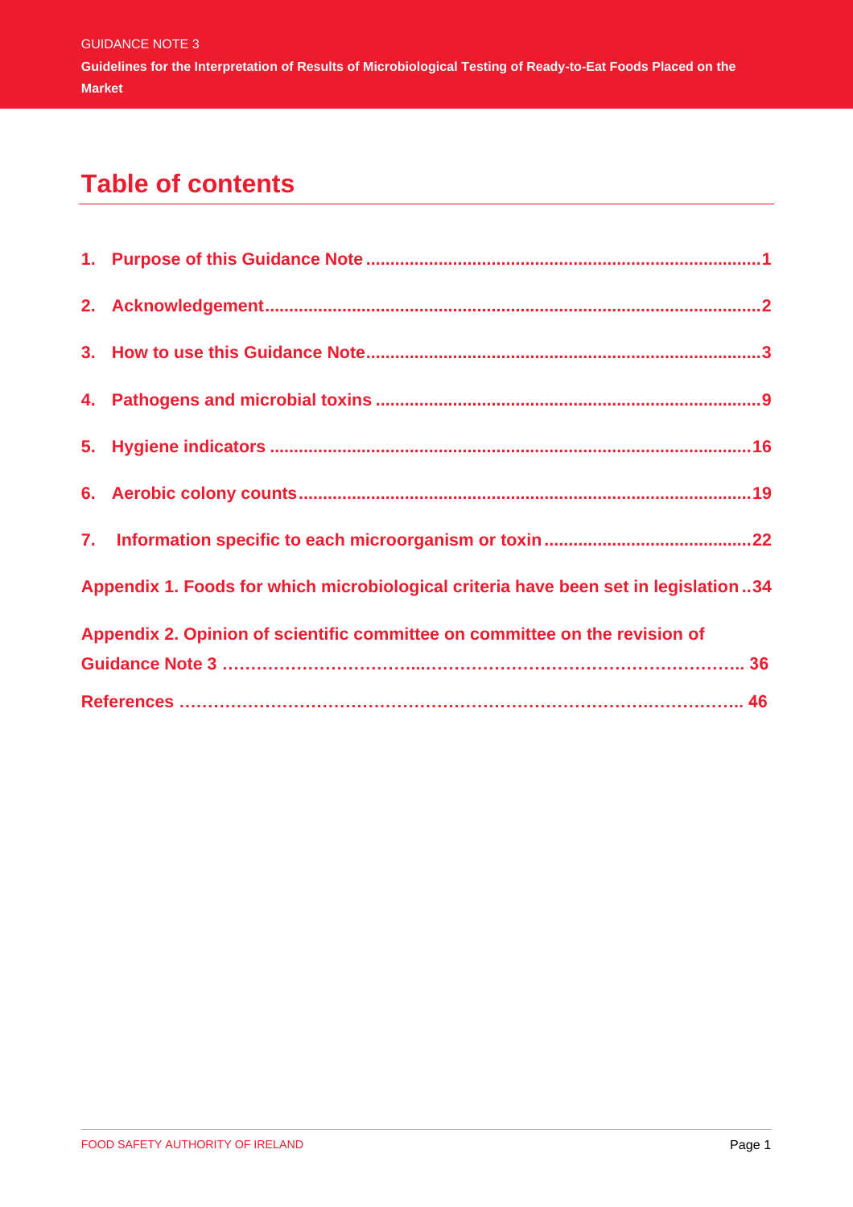# Table of contents

1. Purpose of this Guidance Note ........................................................................................1
2. Acknowledgement...............................................................................................................2
3. How to use this Guidance Note.........................................................................................3
4. Pathogens and microbial toxins .......................................................................................9
5. Hygiene indicators ............................................................................................................16
6. Aerobic colony counts.......................................................................................................19
7. Information specific to each microorganism or toxin ..................................................22

Appendix 1. Foods for which microbiological criteria have been set in legislation ..34

Appendix 2. Opinion of scientific committee on committee on the revision of Guidance Note 3 …………………………...………………………………………………. 36

References ……………………………………………………………………………………. 46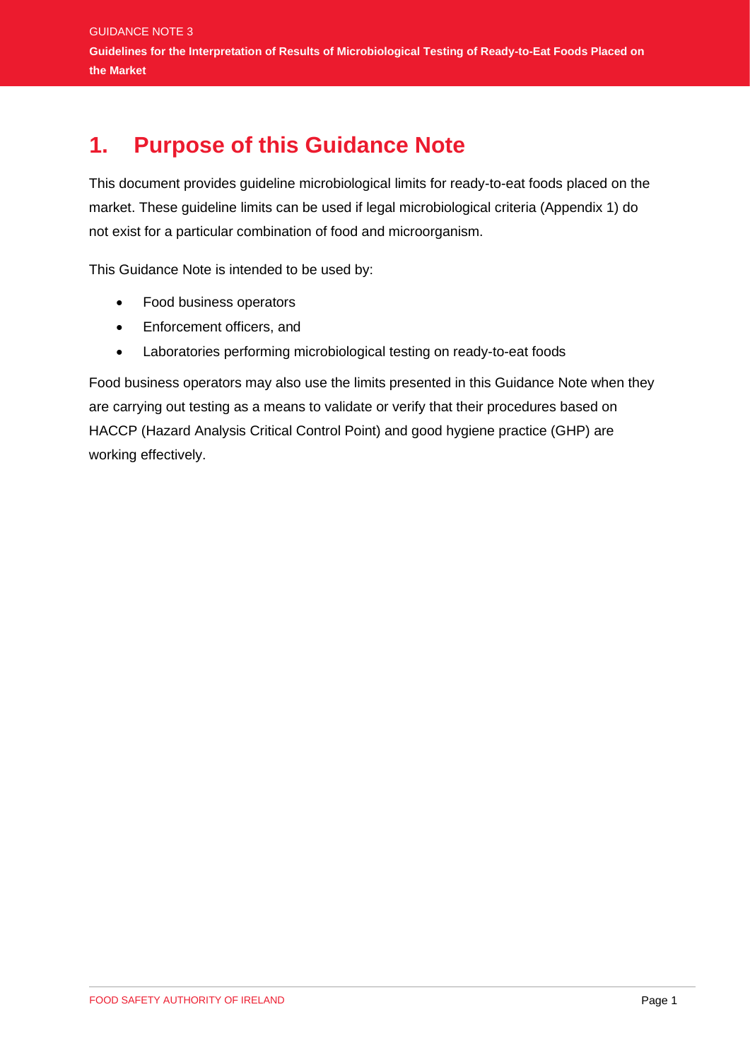# 1. Purpose of this Guidance Note

This document provides guideline microbiological limits for ready-to-eat foods placed on the market. These guideline limits can be used if legal microbiological criteria (Appendix 1) do not exist for a particular combination of food and microorganism.

This Guidance Note is intended to be used by:

- Food business operators
- Enforcement officers, and
- Laboratories performing microbiological testing on ready-to-eat foods

Food business operators may also use the limits presented in this Guidance Note when they are carrying out testing as a means to validate or verify that their procedures based on HACCP (Hazard Analysis Critical Control Point) and good hygiene practice (GHP) are working effectively.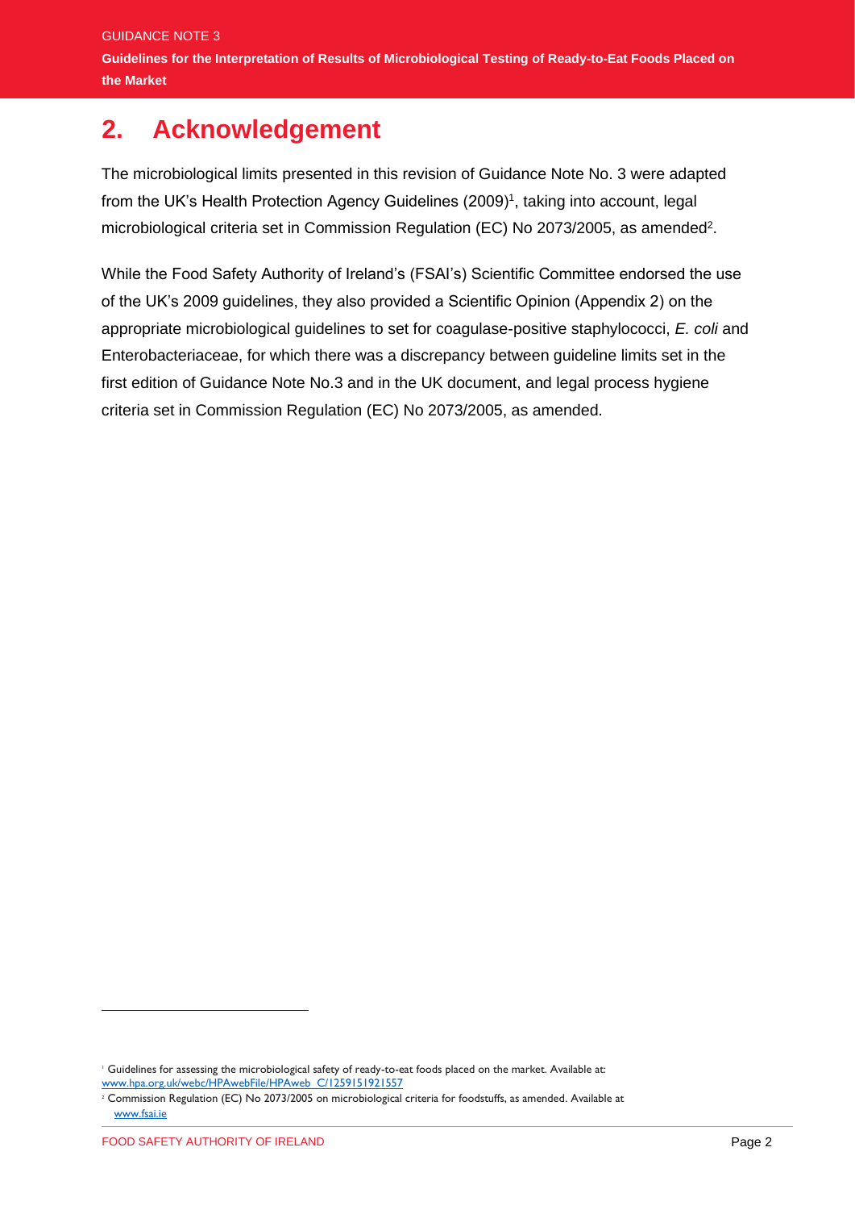## 2. Acknowledgement

The microbiological limits presented in this revision of Guidance Note No. 3 were adapted from the UK's Health Protection Agency Guidelines (2009)[1], taking into account, legal microbiological criteria set in Commission Regulation (EC) No 2073/2005, as amended[2].

While the Food Safety Authority of Ireland's (FSAI's) Scientific Committee endorsed the use of the UK's 2009 guidelines, they also provided a Scientific Opinion (Appendix 2) on the appropriate microbiological guidelines to set for coagulase-positive staphylococci, *E. coli* and Enterobacteriaceae, for which there was a discrepancy between guideline limits set in the first edition of Guidance Note No.3 and in the UK document, and legal process hygiene criteria set in Commission Regulation (EC) No 2073/2005, as amended.

---

[1] Guidelines for assessing the microbiological safety of ready-to-eat foods placed on the market. Available at: www.hpa.org.uk/webc/HPAwebFile/HPAweb_C/1259151921557

[2] Commission Regulation (EC) No 2073/2005 on microbiological criteria for foodstuffs, as amended. Available at www.fsai.ie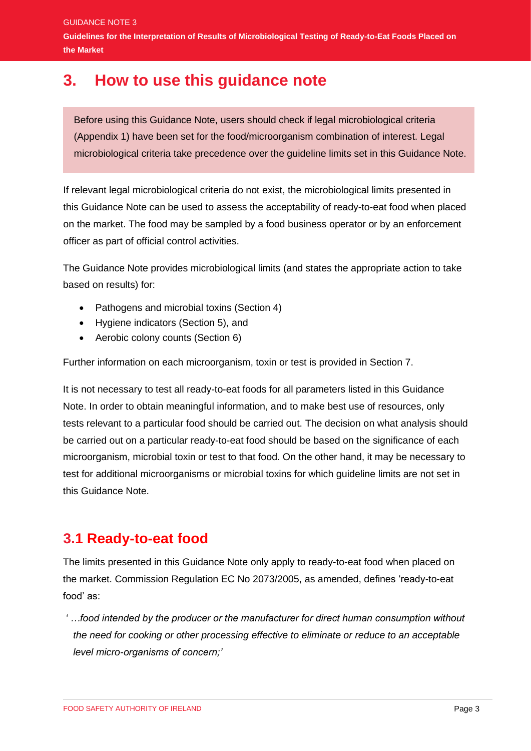# 3. How to use this guidance note

Before using this Guidance Note, users should check if legal microbiological criteria (Appendix 1) have been set for the food/microorganism combination of interest. Legal microbiological criteria take precedence over the guideline limits set in this Guidance Note.

If relevant legal microbiological criteria do not exist, the microbiological limits presented in this Guidance Note can be used to assess the acceptability of ready-to-eat food when placed on the market. The food may be sampled by a food business operator or by an enforcement officer as part of official control activities.

The Guidance Note provides microbiological limits (and states the appropriate action to take based on results) for:

- Pathogens and microbial toxins (Section 4)
- Hygiene indicators (Section 5), and
- Aerobic colony counts (Section 6)

Further information on each microorganism, toxin or test is provided in Section 7.

It is not necessary to test all ready-to-eat foods for all parameters listed in this Guidance Note. In order to obtain meaningful information, and to make best use of resources, only tests relevant to a particular food should be carried out. The decision on what analysis should be carried out on a particular ready-to-eat food should be based on the significance of each microorganism, microbial toxin or test to that food. On the other hand, it may be necessary to test for additional microorganisms or microbial toxins for which guideline limits are not set in this Guidance Note.

## 3.1 Ready-to-eat food

The limits presented in this Guidance Note only apply to ready-to-eat food when placed on the market. Commission Regulation EC No 2073/2005, as amended, defines 'ready-to-eat food' as:

*' …food intended by the producer or the manufacturer for direct human consumption without the need for cooking or other processing effective to eliminate or reduce to an acceptable level micro-organisms of concern;'*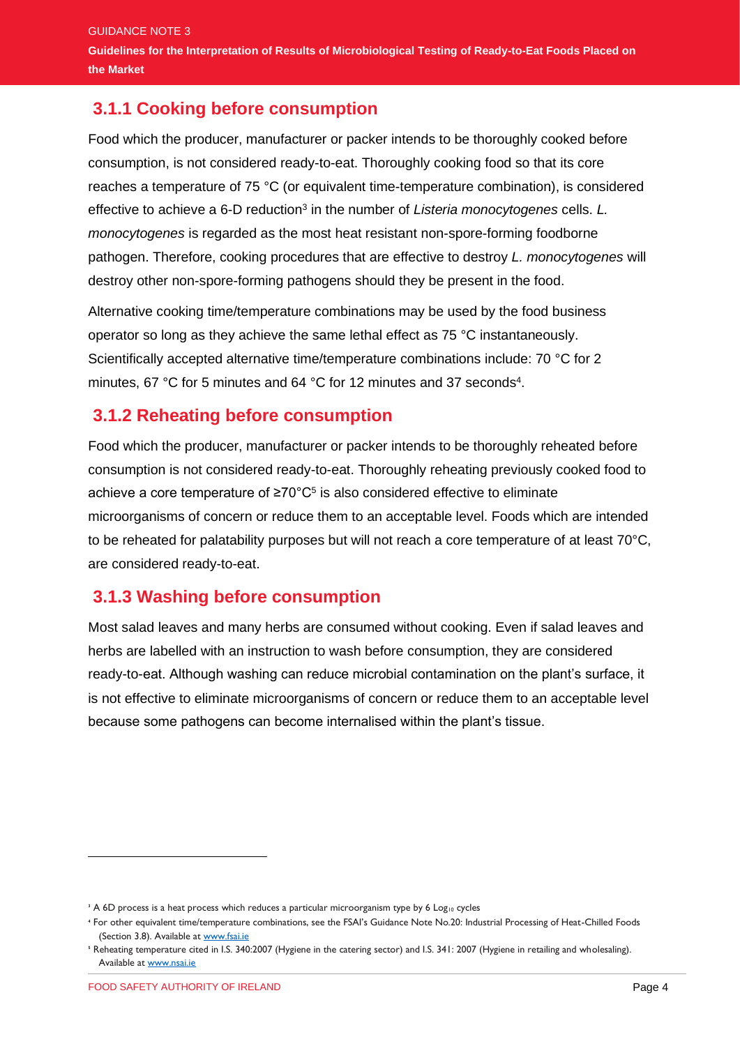### 3.1.1 Cooking before consumption

Food which the producer, manufacturer or packer intends to be thoroughly cooked before consumption, is not considered ready-to-eat. Thoroughly cooking food so that its core reaches a temperature of 75 °C (or equivalent time-temperature combination), is considered effective to achieve a 6-D reduction[3] in the number of *Listeria monocytogenes* cells. *L. monocytogenes* is regarded as the most heat resistant non-spore-forming foodborne pathogen. Therefore, cooking procedures that are effective to destroy *L. monocytogenes* will destroy other non-spore-forming pathogens should they be present in the food.

Alternative cooking time/temperature combinations may be used by the food business operator so long as they achieve the same lethal effect as 75 °C instantaneously. Scientifically accepted alternative time/temperature combinations include: 70 °C for 2 minutes, 67 °C for 5 minutes and 64 °C for 12 minutes and 37 seconds[4].

### 3.1.2 Reheating before consumption

Food which the producer, manufacturer or packer intends to be thoroughly reheated before consumption is not considered ready-to-eat. Thoroughly reheating previously cooked food to achieve a core temperature of ≥70°C[5] is also considered effective to eliminate microorganisms of concern or reduce them to an acceptable level. Foods which are intended to be reheated for palatability purposes but will not reach a core temperature of at least 70°C, are considered ready-to-eat.

### 3.1.3 Washing before consumption

Most salad leaves and many herbs are consumed without cooking. Even if salad leaves and herbs are labelled with an instruction to wash before consumption, they are considered ready-to-eat. Although washing can reduce microbial contamination on the plant's surface, it is not effective to eliminate microorganisms of concern or reduce them to an acceptable level because some pathogens can become internalised within the plant's tissue.

---

[3] A 6D process is a heat process which reduces a particular microorganism type by 6 $Log_{10}$ cycles

[4] For other equivalent time/temperature combinations, see the FSAI's Guidance Note No.20: Industrial Processing of Heat-Chilled Foods (Section 3.8). Available at www.fsai.ie

[5] Reheating temperature cited in I.S. 340:2007 (Hygiene in the catering sector) and I.S. 341: 2007 (Hygiene in retailing and wholesaling). Available at www.nsai.ie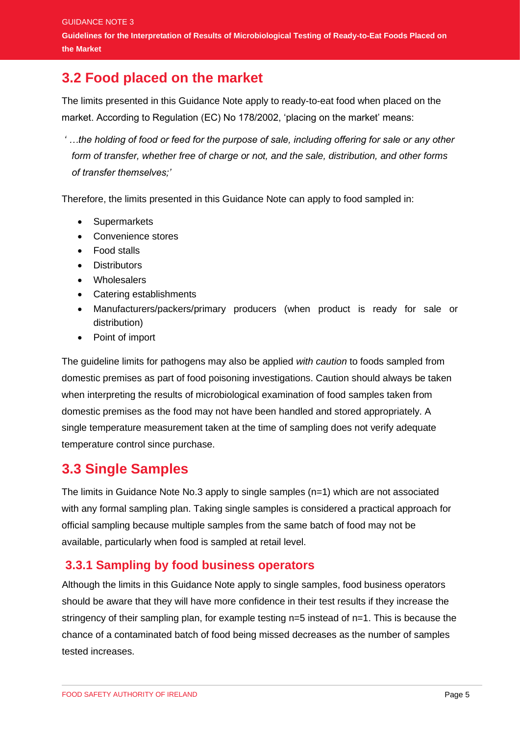## 3.2 Food placed on the market

The limits presented in this Guidance Note apply to ready-to-eat food when placed on the market. According to Regulation (EC) No 178/2002, 'placing on the market' means:

*'…the holding of food or feed for the purpose of sale, including offering for sale or any other form of transfer, whether free of charge or not, and the sale, distribution, and other forms of transfer themselves;'*

Therefore, the limits presented in this Guidance Note can apply to food sampled in:

- Supermarkets
- Convenience stores
- Food stalls
- Distributors
- Wholesalers
- Catering establishments
- Manufacturers/packers/primary producers (when product is ready for sale or distribution)
- Point of import

The guideline limits for pathogens may also be applied *with caution* to foods sampled from domestic premises as part of food poisoning investigations. Caution should always be taken when interpreting the results of microbiological examination of food samples taken from domestic premises as the food may not have been handled and stored appropriately. A single temperature measurement taken at the time of sampling does not verify adequate temperature control since purchase.

## 3.3 Single Samples

The limits in Guidance Note No.3 apply to single samples (n=1) which are not associated with any formal sampling plan. Taking single samples is considered a practical approach for official sampling because multiple samples from the same batch of food may not be available, particularly when food is sampled at retail level.

### 3.3.1 Sampling by food business operators

Although the limits in this Guidance Note apply to single samples, food business operators should be aware that they will have more confidence in their test results if they increase the stringency of their sampling plan, for example testing n=5 instead of n=1. This is because the chance of a contaminated batch of food being missed decreases as the number of samples tested increases.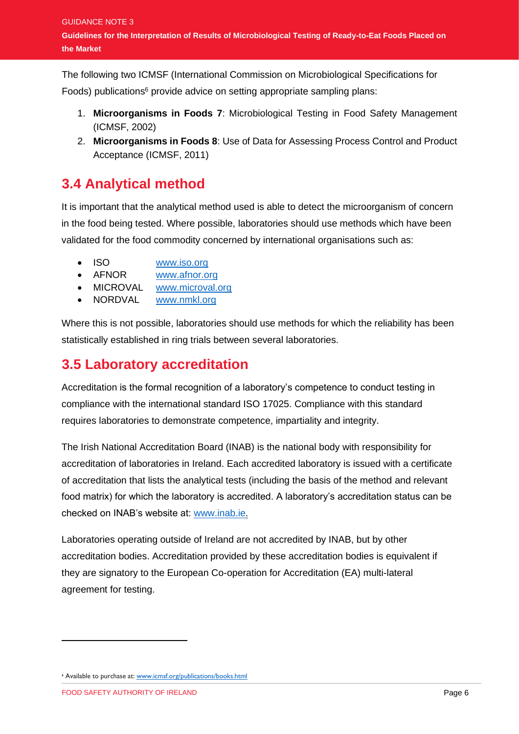The following two ICMSF (International Commission on Microbiological Specifications for Foods) publications[6] provide advice on setting appropriate sampling plans:

1. **Microorganisms in Foods 7**: Microbiological Testing in Food Safety Management (ICMSF, 2002)
2. **Microorganisms in Foods 8**: Use of Data for Assessing Process Control and Product Acceptance (ICMSF, 2011)

## 3.4 Analytical method

It is important that the analytical method used is able to detect the microorganism of concern in the food being tested. Where possible, laboratories should use methods which have been validated for the food commodity concerned by international organisations such as:

- ISO www.iso.org
- AFNOR www.afnor.org
- MICROVAL www.microval.org
- NORDVAL www.nmkl.org

Where this is not possible, laboratories should use methods for which the reliability has been statistically established in ring trials between several laboratories.

## 3.5 Laboratory accreditation

Accreditation is the formal recognition of a laboratory's competence to conduct testing in compliance with the international standard ISO 17025. Compliance with this standard requires laboratories to demonstrate competence, impartiality and integrity.

The Irish National Accreditation Board (INAB) is the national body with responsibility for accreditation of laboratories in Ireland. Each accredited laboratory is issued with a certificate of accreditation that lists the analytical tests (including the basis of the method and relevant food matrix) for which the laboratory is accredited. A laboratory's accreditation status can be checked on INAB's website at: www.inab.ie.

Laboratories operating outside of Ireland are not accredited by INAB, but by other accreditation bodies. Accreditation provided by these accreditation bodies is equivalent if they are signatory to the European Co-operation for Accreditation (EA) multi-lateral agreement for testing.

---

[6] Available to purchase at: www.icmsf.org/publications/books.html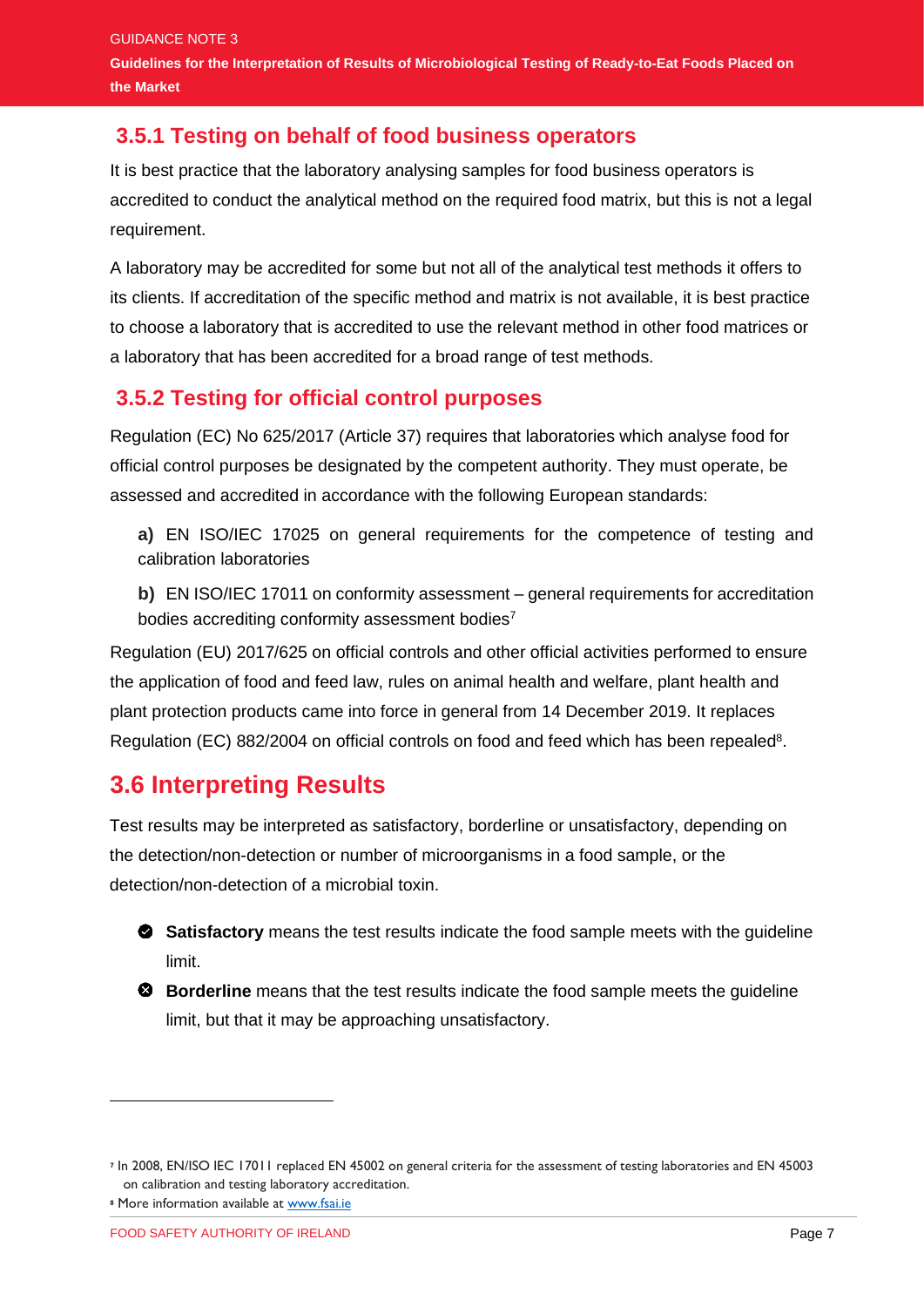### 3.5.1 Testing on behalf of food business operators

It is best practice that the laboratory analysing samples for food business operators is accredited to conduct the analytical method on the required food matrix, but this is not a legal requirement.

A laboratory may be accredited for some but not all of the analytical test methods it offers to its clients. If accreditation of the specific method and matrix is not available, it is best practice to choose a laboratory that is accredited to use the relevant method in other food matrices or a laboratory that has been accredited for a broad range of test methods.

### 3.5.2 Testing for official control purposes

Regulation (EC) No 625/2017 (Article 37) requires that laboratories which analyse food for official control purposes be designated by the competent authority. They must operate, be assessed and accredited in accordance with the following European standards:

**a)** EN ISO/IEC 17025 on general requirements for the competence of testing and calibration laboratories

**b)** EN ISO/IEC 17011 on conformity assessment – general requirements for accreditation bodies accrediting conformity assessment bodies[7]

Regulation (EU) 2017/625 on official controls and other official activities performed to ensure the application of food and feed law, rules on animal health and welfare, plant health and plant protection products came into force in general from 14 December 2019. It replaces Regulation (EC) 882/2004 on official controls on food and feed which has been repealed[8].

## 3.6 Interpreting Results

Test results may be interpreted as satisfactory, borderline or unsatisfactory, depending on the detection/non-detection or number of microorganisms in a food sample, or the detection/non-detection of a microbial toxin.

- **Satisfactory** means the test results indicate the food sample meets with the guideline limit.
- **Borderline** means that the test results indicate the food sample meets the guideline limit, but that it may be approaching unsatisfactory.

[7] In 2008, EN/ISO IEC 17011 replaced EN 45002 on general criteria for the assessment of testing laboratories and EN 45003 on calibration and testing laboratory accreditation.

[8] More information available at www.fsai.ie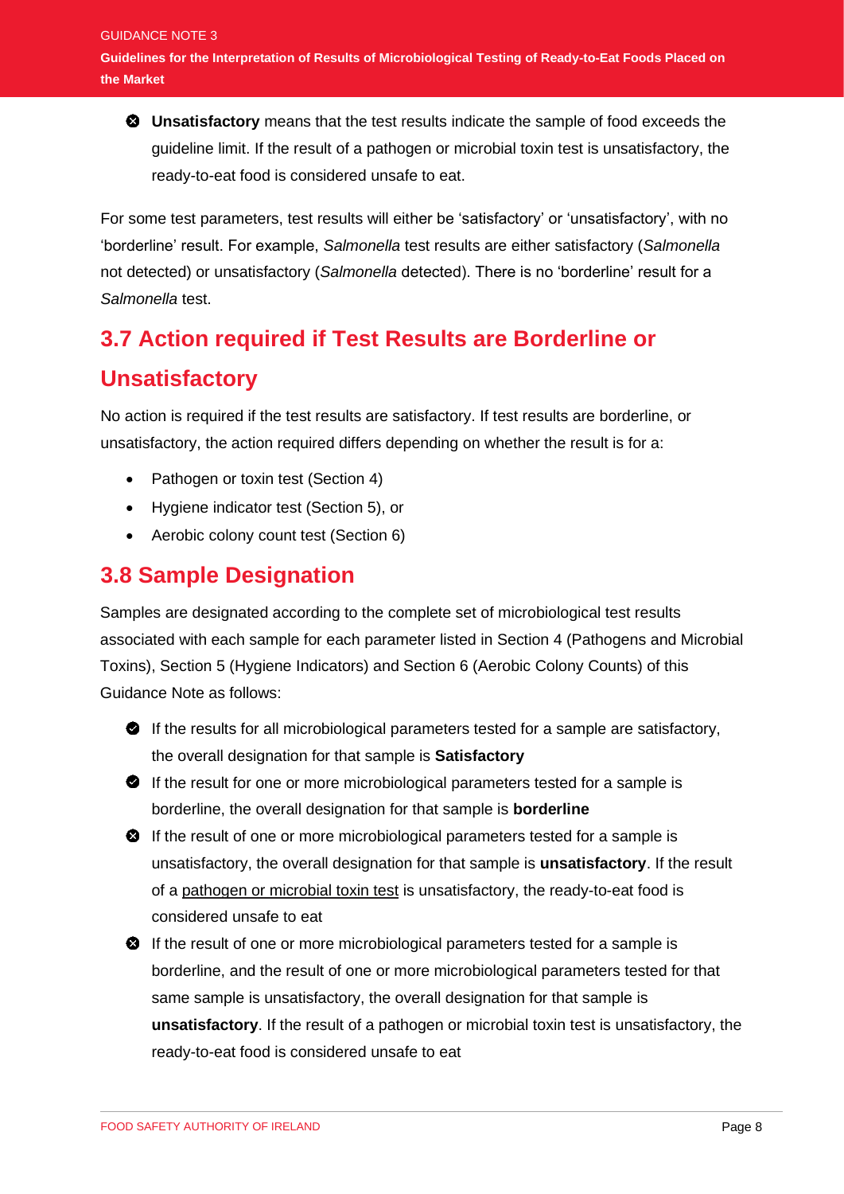- **Unsatisfactory** means that the test results indicate the sample of food exceeds the guideline limit. If the result of a pathogen or microbial toxin test is unsatisfactory, the ready-to-eat food is considered unsafe to eat.

For some test parameters, test results will either be 'satisfactory' or 'unsatisfactory', with no 'borderline' result. For example, *Salmonella* test results are either satisfactory (*Salmonella* not detected) or unsatisfactory (*Salmonella* detected). There is no 'borderline' result for a *Salmonella* test.

## 3.7 Action required if Test Results are Borderline or Unsatisfactory

No action is required if the test results are satisfactory. If test results are borderline, or unsatisfactory, the action required differs depending on whether the result is for a:

- Pathogen or toxin test (Section 4)
- Hygiene indicator test (Section 5), or
- Aerobic colony count test (Section 6)

## 3.8 Sample Designation

Samples are designated according to the complete set of microbiological test results associated with each sample for each parameter listed in Section 4 (Pathogens and Microbial Toxins), Section 5 (Hygiene Indicators) and Section 6 (Aerobic Colony Counts) of this Guidance Note as follows:

- If the results for all microbiological parameters tested for a sample are satisfactory, the overall designation for that sample is **Satisfactory**
- If the result for one or more microbiological parameters tested for a sample is borderline, the overall designation for that sample is **borderline**
- If the result of one or more microbiological parameters tested for a sample is unsatisfactory, the overall designation for that sample is **unsatisfactory**. If the result of a pathogen or microbial toxin test is unsatisfactory, the ready-to-eat food is considered unsafe to eat
- If the result of one or more microbiological parameters tested for a sample is borderline, and the result of one or more microbiological parameters tested for that same sample is unsatisfactory, the overall designation for that sample is **unsatisfactory**. If the result of a pathogen or microbial toxin test is unsatisfactory, the ready-to-eat food is considered unsafe to eat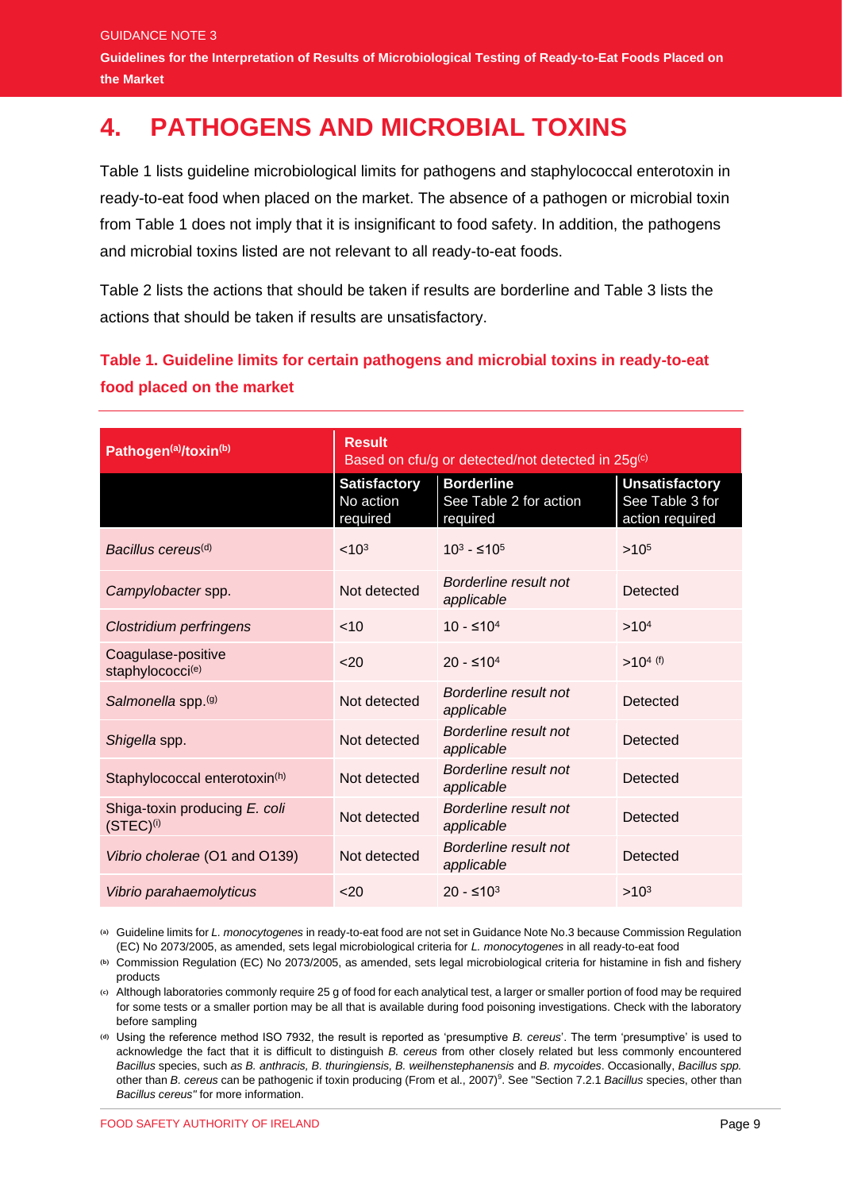// GUIDANCE NOTE 3 header omitted

# 4. PATHOGENS AND MICROBIAL TOXINS

Table 1 lists guideline microbiological limits for pathogens and staphylococcal enterotoxin in ready-to-eat food when placed on the market. The absence of a pathogen or microbial toxin from Table 1 does not imply that it is insignificant to food safety. In addition, the pathogens and microbial toxins listed are not relevant to all ready-to-eat foods.

Table 2 lists the actions that should be taken if results are borderline and Table 3 lists the actions that should be taken if results are unsatisfactory.

**Table 1. Guideline limits for certain pathogens and microbial toxins in ready-to-eat food placed on the market**

| Pathogen[(a)]/toxin[(b)] | Result<br>Based on cfu/g or detected/not detected in 25g[(c)] | | |
|---|---|---|---|
| | **Satisfactory**<br>No action required | **Borderline**<br>See Table 2 for action required | **Unsatisfactory**<br>See Table 3 for action required |
| *Bacillus cereus*[(d)] | $<10^3$ | $10^3$ - $\leq 10^5$ | $>10^5$ |
| *Campylobacter* spp. | Not detected | *Borderline result not applicable* | Detected |
| *Clostridium perfringens* | <10 | 10 - $\leq 10^4$ | $>10^4$ |
| Coagulase-positive staphylococci[(e)] | <20 | 20 - $\leq 10^4$ | $>10^4$ [(f)] |
| *Salmonella* spp.[(g)] | Not detected | *Borderline result not applicable* | Detected |
| *Shigella* spp. | Not detected | *Borderline result not applicable* | Detected |
| Staphylococcal enterotoxin[(h)] | Not detected | *Borderline result not applicable* | Detected |
| Shiga-toxin producing *E. coli* (STEC)[(i)] | Not detected | *Borderline result not applicable* | Detected |
| *Vibrio cholerae* (O1 and O139) | Not detected | *Borderline result not applicable* | Detected |
| *Vibrio parahaemolyticus* | <20 | 20 - $\leq 10^3$ | $>10^3$ |

(a) Guideline limits for *L. monocytogenes* in ready-to-eat food are not set in Guidance Note No.3 because Commission Regulation (EC) No 2073/2005, as amended, sets legal microbiological criteria for *L. monocytogenes* in all ready-to-eat food

(b) Commission Regulation (EC) No 2073/2005, as amended, sets legal microbiological criteria for histamine in fish and fishery products

(c) Although laboratories commonly require 25 g of food for each analytical test, a larger or smaller portion of food may be required for some tests or a smaller portion may be all that is available during food poisoning investigations. Check with the laboratory before sampling

(d) Using the reference method ISO 7932, the result is reported as 'presumptive *B. cereus*'. The term 'presumptive' is used to acknowledge the fact that it is difficult to distinguish *B. cereus* from other closely related but less commonly encountered *Bacillus* species, such *as B. anthracis, B. thuringiensis, B. weihenstephanensis* and *B. mycoides*. Occasionally, *Bacillus spp.* other than *B. cereus* can be pathogenic if toxin producing (From et al., 2007)[9]. See "Section 7.2.1 *Bacillus* species, other than *Bacillus cereus"* for more information.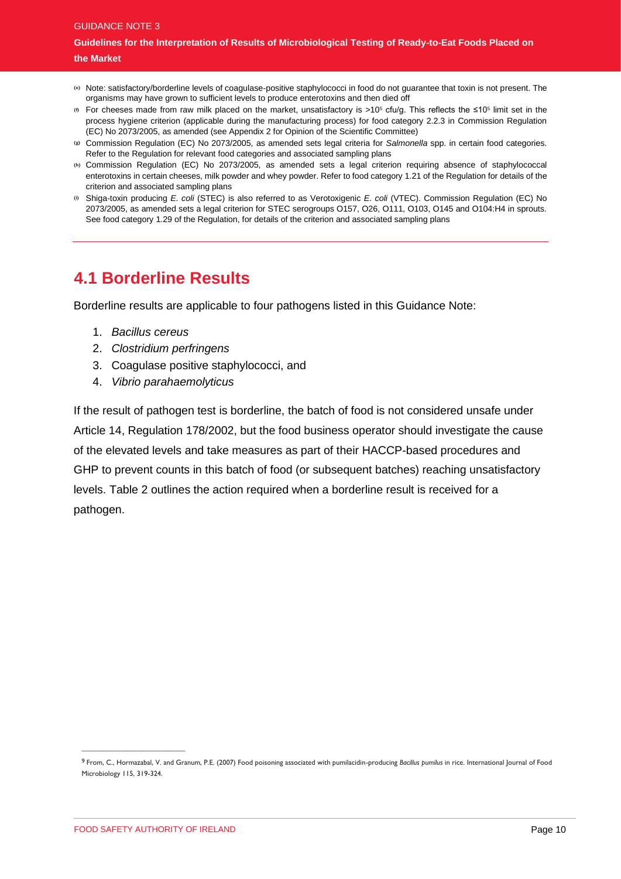[e] Note: satisfactory/borderline levels of coagulase-positive staphylococci in food do not guarantee that toxin is not present. The organisms may have grown to sufficient levels to produce enterotoxins and then died off

[f] For cheeses made from raw milk placed on the market, unsatisfactory is $>10^5$ cfu/g. This reflects the $\leq 10^5$ limit set in the process hygiene criterion (applicable during the manufacturing process) for food category 2.2.3 in Commission Regulation (EC) No 2073/2005, as amended (see Appendix 2 for Opinion of the Scientific Committee)

[g] Commission Regulation (EC) No 2073/2005, as amended sets legal criteria for *Salmonella* spp. in certain food categories. Refer to the Regulation for relevant food categories and associated sampling plans

[h] Commission Regulation (EC) No 2073/2005, as amended sets a legal criterion requiring absence of staphylococcal enterotoxins in certain cheeses, milk powder and whey powder. Refer to food category 1.21 of the Regulation for details of the criterion and associated sampling plans

[i] Shiga-toxin producing *E. coli* (STEC) is also referred to as Verotoxigenic *E. coli* (VTEC). Commission Regulation (EC) No 2073/2005, as amended sets a legal criterion for STEC serogroups O157, O26, O111, O103, O145 and O104:H4 in sprouts. See food category 1.29 of the Regulation, for details of the criterion and associated sampling plans

## 4.1 Borderline Results

Borderline results are applicable to four pathogens listed in this Guidance Note:

1. *Bacillus cereus*
2. *Clostridium perfringens*
3. Coagulase positive staphylococci, and
4. *Vibrio parahaemolyticus*

If the result of pathogen test is borderline, the batch of food is not considered unsafe under Article 14, Regulation 178/2002, but the food business operator should investigate the cause of the elevated levels and take measures as part of their HACCP-based procedures and GHP to prevent counts in this batch of food (or subsequent batches) reaching unsatisfactory levels. Table 2 outlines the action required when a borderline result is received for a pathogen.

[9] From, C., Hormazabal, V. and Granum, P.E. (2007) Food poisoning associated with pumilacidin-producing *Bacillus pumilus* in rice. International Journal of Food Microbiology 115, 319-324.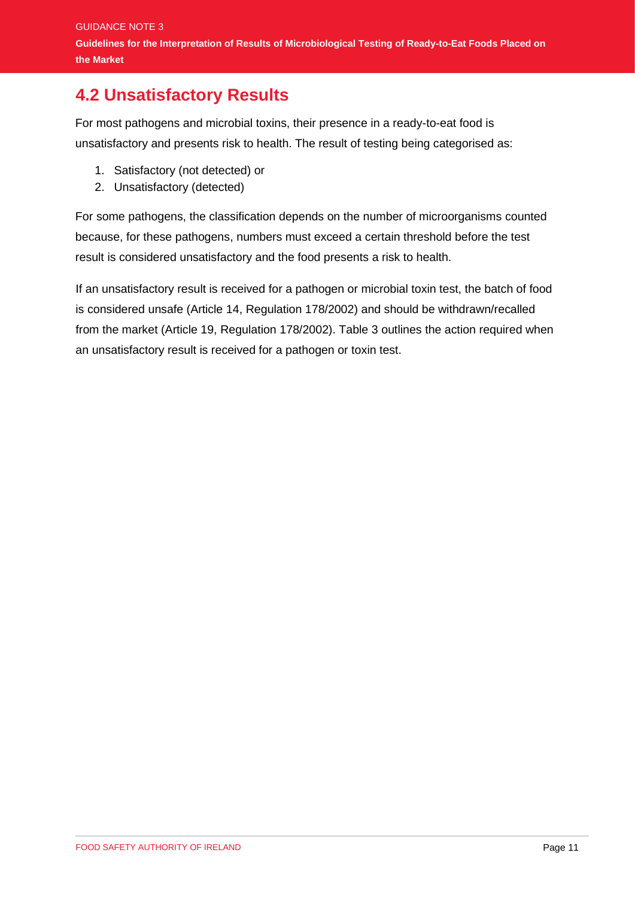## 4.2 Unsatisfactory Results

For most pathogens and microbial toxins, their presence in a ready-to-eat food is unsatisfactory and presents risk to health. The result of testing being categorised as:

1. Satisfactory (not detected) or
2. Unsatisfactory (detected)

For some pathogens, the classification depends on the number of microorganisms counted because, for these pathogens, numbers must exceed a certain threshold before the test result is considered unsatisfactory and the food presents a risk to health.

If an unsatisfactory result is received for a pathogen or microbial toxin test, the batch of food is considered unsafe (Article 14, Regulation 178/2002) and should be withdrawn/recalled from the market (Article 19, Regulation 178/2002). Table 3 outlines the action required when an unsatisfactory result is received for a pathogen or toxin test.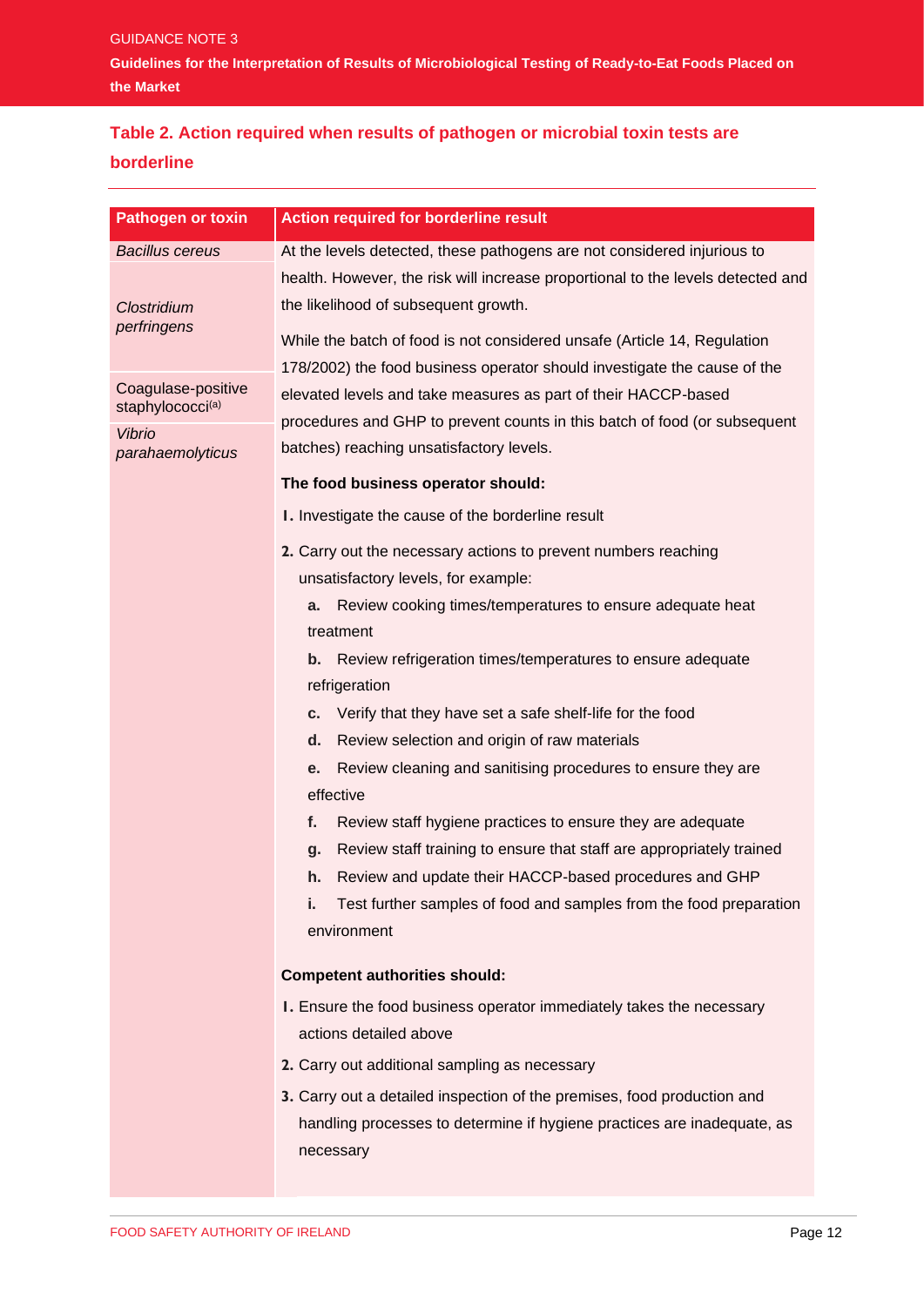## Table 2. Action required when results of pathogen or microbial toxin tests are borderline

| Pathogen or toxin | Action required for borderline result |
|---|---|
| *Bacillus cereus*<br><br>*Clostridium perfringens*<br><br>Coagulase-positive staphylococci[(a)]<br><br>*Vibrio parahaemolyticus* | At the levels detected, these pathogens are not considered injurious to health. However, the risk will increase proportional to the levels detected and the likelihood of subsequent growth.<br><br>While the batch of food is not considered unsafe (Article 14, Regulation 178/2002) the food business operator should investigate the cause of the elevated levels and take measures as part of their HACCP-based procedures and GHP to prevent counts in this batch of food (or subsequent batches) reaching unsatisfactory levels.<br><br>**The food business operator should:**<br><br>1. Investigate the cause of the borderline result<br>2. Carry out the necessary actions to prevent numbers reaching unsatisfactory levels, for example:<br>**a.** Review cooking times/temperatures to ensure adequate heat treatment<br>**b.** Review refrigeration times/temperatures to ensure adequate refrigeration<br>**c.** Verify that they have set a safe shelf-life for the food<br>**d.** Review selection and origin of raw materials<br>**e.** Review cleaning and sanitising procedures to ensure they are effective<br>**f.** Review staff hygiene practices to ensure they are adequate<br>**g.** Review staff training to ensure that staff are appropriately trained<br>**h.** Review and update their HACCP-based procedures and GHP<br>**i.** Test further samples of food and samples from the food preparation environment<br><br>**Competent authorities should:**<br><br>1. Ensure the food business operator immediately takes the necessary actions detailed above<br>2. Carry out additional sampling as necessary<br>3. Carry out a detailed inspection of the premises, food production and handling processes to determine if hygiene practices are inadequate, as necessary |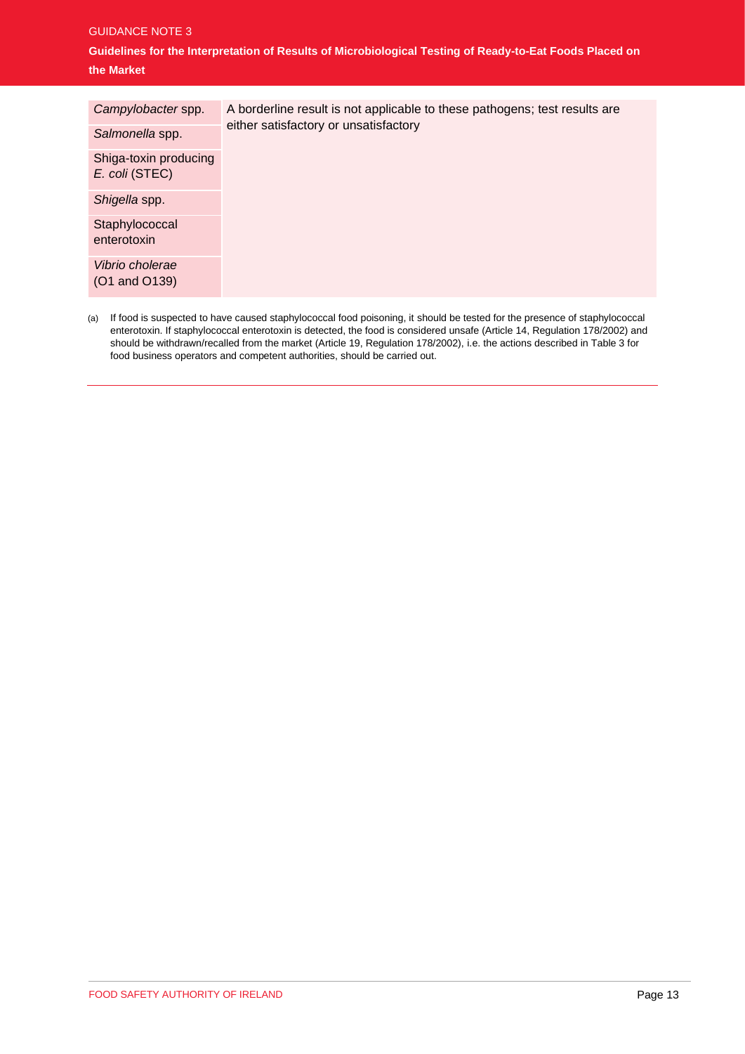| | |
|---|---|
| *Campylobacter* spp. | A borderline result is not applicable to these pathogens; test results are either satisfactory or unsatisfactory |
| *Salmonella* spp. | |
| Shiga-toxin producing *E. coli* (STEC) | |
| *Shigella* spp. | |
| Staphylococcal enterotoxin | |
| *Vibrio cholerae* (O1 and O139) | |

(a) If food is suspected to have caused staphylococcal food poisoning, it should be tested for the presence of staphylococcal enterotoxin. If staphylococcal enterotoxin is detected, the food is considered unsafe (Article 14, Regulation 178/2002) and should be withdrawn/recalled from the market (Article 19, Regulation 178/2002), i.e. the actions described in Table 3 for food business operators and competent authorities, should be carried out.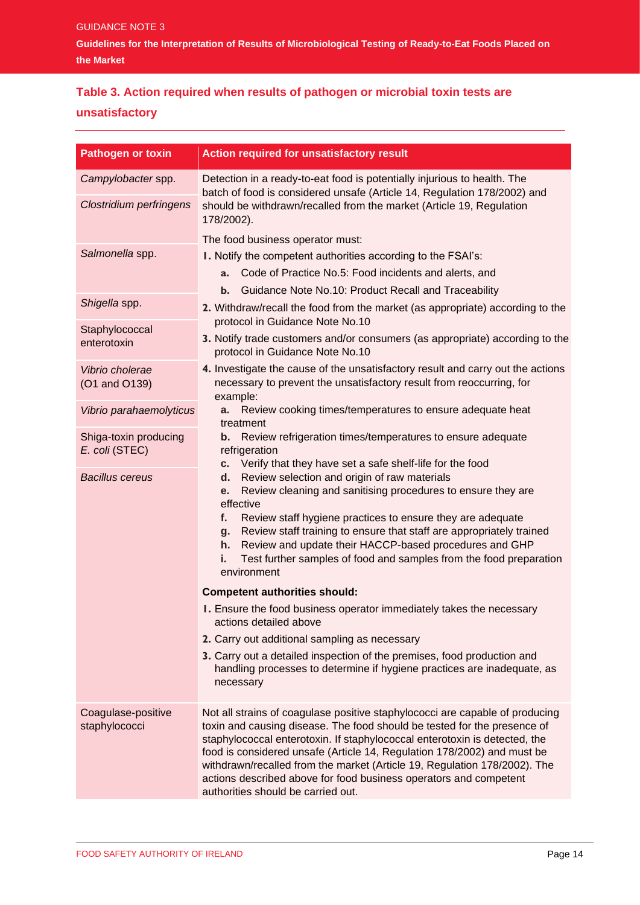## Table 3. Action required when results of pathogen or microbial toxin tests are unsatisfactory

| Pathogen or toxin | Action required for unsatisfactory result |
| --- | --- |
| *Campylobacter* spp.<br>*Clostridium perfringens*<br>*Salmonella* spp.<br>*Shigella* spp.<br>Staphylococcal enterotoxin<br>*Vibrio cholerae* (O1 and O139)<br>*Vibrio parahaemolyticus*<br>Shiga-toxin producing *E. coli* (STEC)<br>*Bacillus cereus* | Detection in a ready-to-eat food is potentially injurious to health. The batch of food is considered unsafe (Article 14, Regulation 178/2002) and should be withdrawn/recalled from the market (Article 19, Regulation 178/2002).<br><br>The food business operator must:<br>1. Notify the competent authorities according to the FSAI's:<br>a. Code of Practice No.5: Food incidents and alerts, and<br>b. Guidance Note No.10: Product Recall and Traceability<br>2. Withdraw/recall the food from the market (as appropriate) according to the protocol in Guidance Note No.10<br>3. Notify trade customers and/or consumers (as appropriate) according to the protocol in Guidance Note No.10<br>4. Investigate the cause of the unsatisfactory result and carry out the actions necessary to prevent the unsatisfactory result from reoccurring, for example:<br>a. Review cooking times/temperatures to ensure adequate heat treatment<br>b. Review refrigeration times/temperatures to ensure adequate refrigeration<br>c. Verify that they have set a safe shelf-life for the food<br>d. Review selection and origin of raw materials<br>e. Review cleaning and sanitising procedures to ensure they are effective<br>f. Review staff hygiene practices to ensure they are adequate<br>g. Review staff training to ensure that staff are appropriately trained<br>h. Review and update their HACCP-based procedures and GHP<br>i. Test further samples of food and samples from the food preparation environment<br><br>**Competent authorities should:**<br>1. Ensure the food business operator immediately takes the necessary actions detailed above<br>2. Carry out additional sampling as necessary<br>3. Carry out a detailed inspection of the premises, food production and handling processes to determine if hygiene practices are inadequate, as necessary |
| Coagulase-positive staphylococci | Not all strains of coagulase positive staphylococci are capable of producing toxin and causing disease. The food should be tested for the presence of staphylococcal enterotoxin. If staphylococcal enterotoxin is detected, the food is considered unsafe (Article 14, Regulation 178/2002) and must be withdrawn/recalled from the market (Article 19, Regulation 178/2002). The actions described above for food business operators and competent authorities should be carried out. |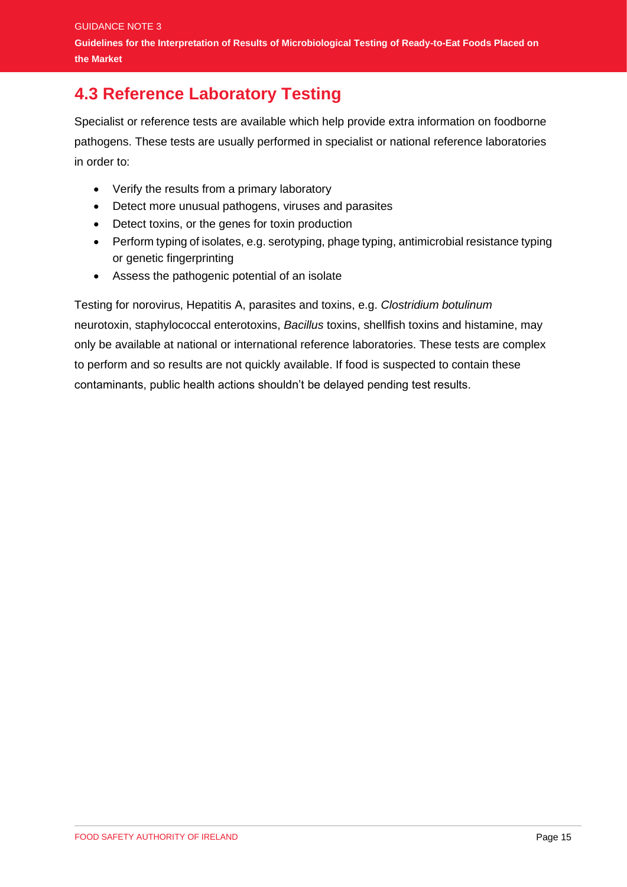## 4.3 Reference Laboratory Testing

Specialist or reference tests are available which help provide extra information on foodborne pathogens. These tests are usually performed in specialist or national reference laboratories in order to:

- Verify the results from a primary laboratory
- Detect more unusual pathogens, viruses and parasites
- Detect toxins, or the genes for toxin production
- Perform typing of isolates, e.g. serotyping, phage typing, antimicrobial resistance typing or genetic fingerprinting
- Assess the pathogenic potential of an isolate

Testing for norovirus, Hepatitis A, parasites and toxins, e.g. *Clostridium botulinum* neurotoxin, staphylococcal enterotoxins, *Bacillus* toxins, shellfish toxins and histamine, may only be available at national or international reference laboratories. These tests are complex to perform and so results are not quickly available. If food is suspected to contain these contaminants, public health actions shouldn't be delayed pending test results.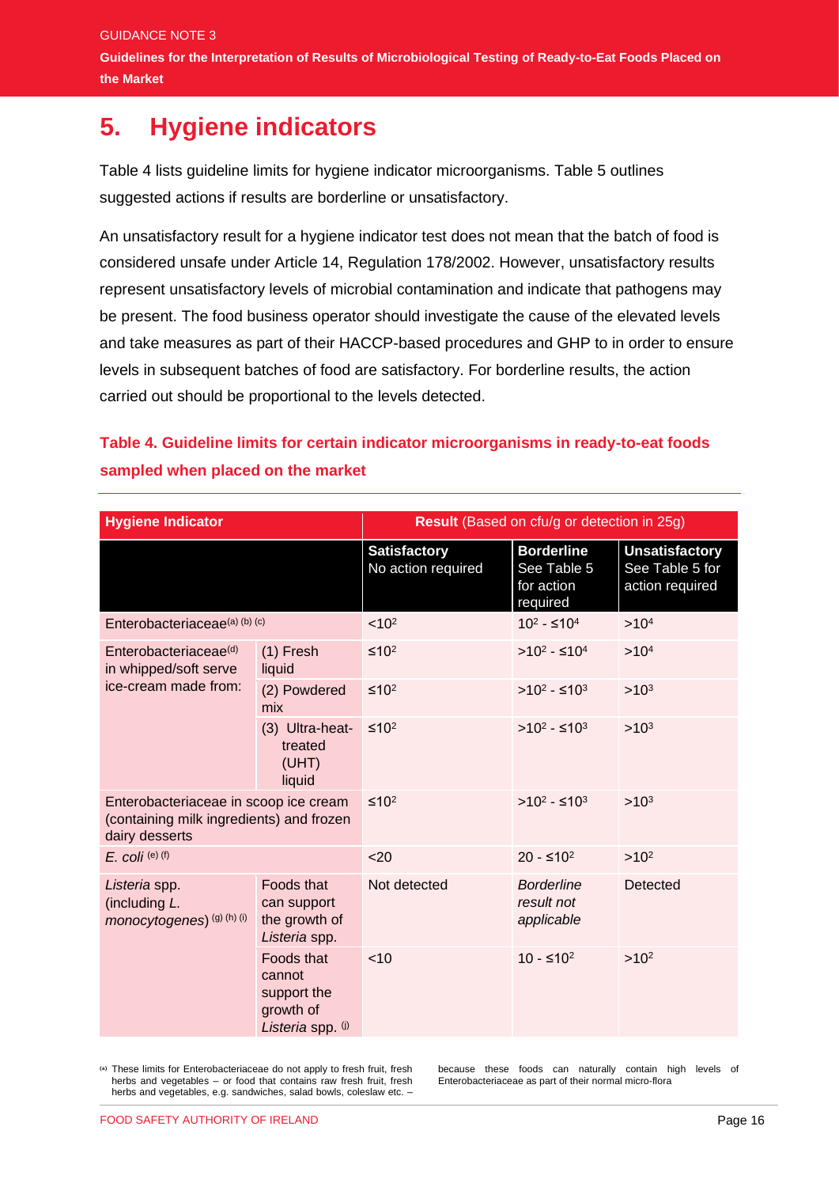# 5. Hygiene indicators

Table 4 lists guideline limits for hygiene indicator microorganisms. Table 5 outlines suggested actions if results are borderline or unsatisfactory.

An unsatisfactory result for a hygiene indicator test does not mean that the batch of food is considered unsafe under Article 14, Regulation 178/2002. However, unsatisfactory results represent unsatisfactory levels of microbial contamination and indicate that pathogens may be present. The food business operator should investigate the cause of the elevated levels and take measures as part of their HACCP-based procedures and GHP to in order to ensure levels in subsequent batches of food are satisfactory. For borderline results, the action carried out should be proportional to the levels detected.

**Table 4. Guideline limits for certain indicator microorganisms in ready-to-eat foods sampled when placed on the market**

| Hygiene Indicator | | **Result** (Based on cfu/g or detection in 25g) | | |
|---|---|---|---|---|
| | | **Satisfactory** No action required | **Borderline** See Table 5 for action required | **Unsatisfactory** See Table 5 for action required |
| Enterobacteriaceae[(a) (b) (c)] | | $<10^2$ | $10^2$ - $\leq10^4$ | $>10^4$ |
| Enterobacteriaceae[(d)] in whipped/soft serve ice-cream made from: | (1) Fresh liquid | $\leq10^2$ | $>10^2$ - $\leq10^4$ | $>10^4$ |
| | (2) Powdered mix | $\leq10^2$ | $>10^2$ - $\leq10^3$ | $>10^3$ |
| | (3) Ultra-heat-treated (UHT) liquid | $\leq10^2$ | $>10^2$ - $\leq10^3$ | $>10^3$ |
| Enterobacteriaceae in scoop ice cream (containing milk ingredients) and frozen dairy desserts | | $\leq10^2$ | $>10^2$ - $\leq10^3$ | $>10^3$ |
| *E. coli* [(e) (f)] | | <20 | 20 - $\leq10^2$ | $>10^2$ |
| *Listeria* spp. (including *L. monocytogenes*) [(g) (h) (i)] | Foods that can support the growth of *Listeria* spp. | Not detected | *Borderline result not applicable* | Detected |
| | Foods that cannot support the growth of *Listeria* spp. [(j)] | <10 | 10 - $\leq10^2$ | $>10^2$ |

[(a)] These limits for Enterobacteriaceae do not apply to fresh fruit, fresh herbs and vegetables – or food that contains raw fresh fruit, fresh herbs and vegetables, e.g. sandwiches, salad bowls, coleslaw etc. – because these foods can naturally contain high levels of Enterobacteriaceae as part of their normal micro-flora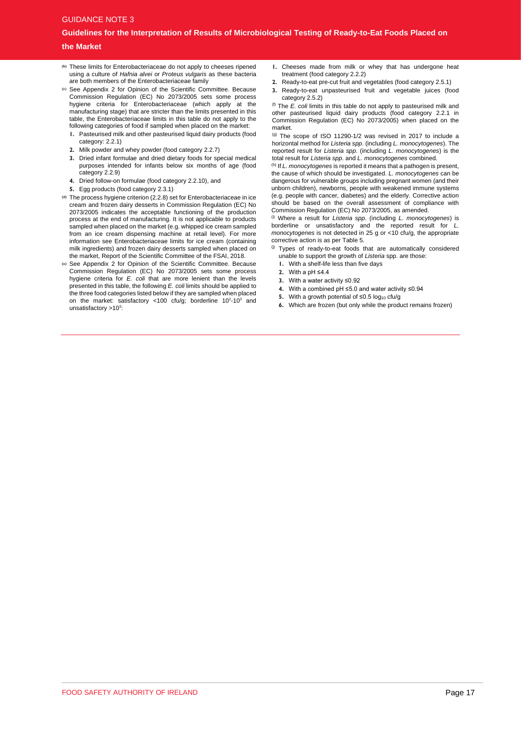[b] These limits for Enterobacteriaceae do not apply to cheeses ripened using a culture of *Hafnia alvei* or *Proteus vulgaris* as these bacteria are both members of the Enterobacteriaceae family

[c] See Appendix 2 for Opinion of the Scientific Committee. Because Commission Regulation (EC) No 2073/2005 sets some process hygiene criteria for Enterobacteriaceae (which apply at the manufacturing stage) that are stricter than the limits presented in this table, the Enterobacteriaceae limits in this table do not apply to the following categories of food if sampled when placed on the market:

1. Pasteurised milk and other pasteurised liquid dairy products (food category: 2.2.1)
2. Milk powder and whey powder (food category 2.2.7)
3. Dried infant formulae and dried dietary foods for special medical purposes intended for infants below six months of age (food category 2.2.9)
4. Dried follow-on formulae (food category 2.2.10), and
5. Egg products (food category 2.3.1)

[d] The process hygiene criterion (2.2.8) set for Enterobacteriaceae in ice cream and frozen dairy desserts in Commission Regulation (EC) No 2073/2005 indicates the acceptable functioning of the production process at the end of manufacturing. It is not applicable to products sampled when placed on the market (e.g. whipped ice cream sampled from an ice cream dispensing machine at retail level). For more information see Enterobacteriaceae limits for ice cream (containing milk ingredients) and frozen dairy desserts sampled when placed on the market, Report of the Scientific Committee of the FSAI, 2018.

[e] See Appendix 2 for Opinion of the Scientific Committee. Because Commission Regulation (EC) No 2073/2005 sets some process hygiene criteria for *E. coli* that are more lenient than the levels presented in this table, the following *E. coli* limits should be applied to the three food categories listed below if they are sampled when placed on the market: satisfactory <100 cfu/g; borderline $10^2$-$10^3$ and unsatisfactory $>10^3$:

1. Cheeses made from milk or whey that has undergone heat treatment (food category 2.2.2)
2. Ready-to-eat pre-cut fruit and vegetables (food category 2.5.1)
3. Ready-to-eat unpasteurised fruit and vegetable juices (food category 2.5.2)

[f] The *E. coli* limits in this table do not apply to pasteurised milk and other pasteurised liquid dairy products (food category 2.2.1 in Commission Regulation (EC) No 2073/2005) when placed on the market.

[g] The scope of ISO 11290-1/2 was revised in 2017 to include a horizontal method for *Listeria spp*. (including *L. monocytogenes*). The reported result for *Listeria spp*. (including *L. monocytogenes*) is the total result for *Listeria spp*. and *L. monocytogenes* combined.

[h] If *L. monocytogenes* is reported it means that a pathogen is present, the cause of which should be investigated. *L. monocytogenes* can be dangerous for vulnerable groups including pregnant women (and their unborn children), newborns, people with weakened immune systems (e.g. people with cancer, diabetes) and the elderly. Corrective action should be based on the overall assessment of compliance with Commission Regulation (EC) No 2073/2005, as amended.

[i] Where a result for *Listeria spp*. (including *L. monocytogenes*) is borderline or unsatisfactory and the reported result for *L. monocytogenes* is not detected in 25 g or <10 cfu/g, the appropriate corrective action is as per Table 5.

[j] Types of ready-to-eat foods that are automatically considered unable to support the growth of *Listeria* spp. are those:

1. With a shelf-life less than five days
2. With a pH ≤4.4
3. With a water activity ≤0.92
4. With a combined pH ≤5.0 and water activity ≤0.94
5. With a growth potential of ≤0.5 $\log_{10}$ cfu/g
6. Which are frozen (but only while the product remains frozen)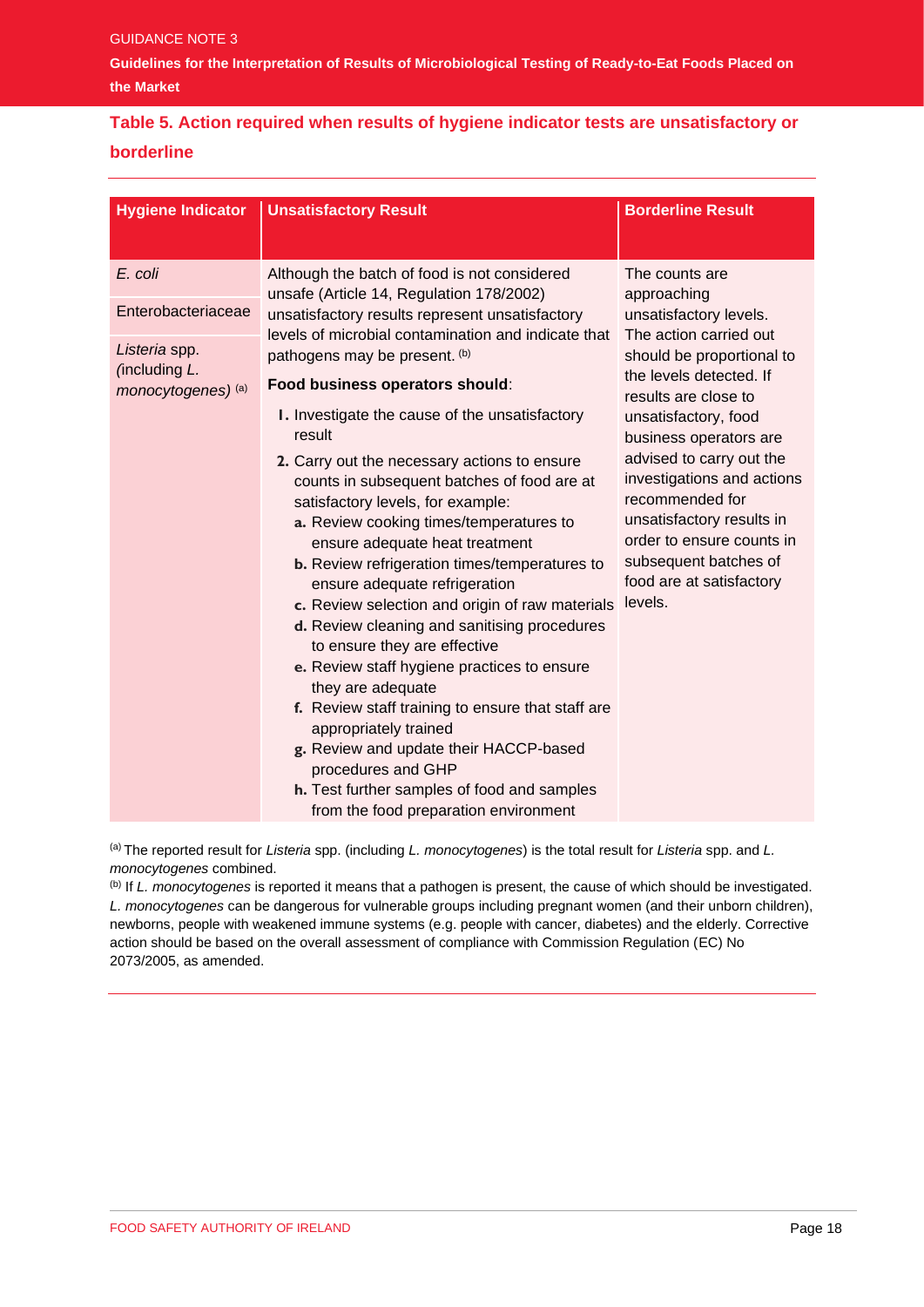## Table 5. Action required when results of hygiene indicator tests are unsatisfactory or borderline

| Hygiene Indicator | Unsatisfactory Result | Borderline Result |
|---|---|---|
| *E. coli*<br>Enterobacteriaceae<br>*Listeria* spp. (including *L. monocytogenes)* [(a)] | Although the batch of food is not considered unsafe (Article 14, Regulation 178/2002) unsatisfactory results represent unsatisfactory levels of microbial contamination and indicate that pathogens may be present. [(b)]<br>**Food business operators should**:<br>1. Investigate the cause of the unsatisfactory result<br>2. Carry out the necessary actions to ensure counts in subsequent batches of food are at satisfactory levels, for example:<br>a. Review cooking times/temperatures to ensure adequate heat treatment<br>b. Review refrigeration times/temperatures to ensure adequate refrigeration<br>c. Review selection and origin of raw materials<br>d. Review cleaning and sanitising procedures to ensure they are effective<br>e. Review staff hygiene practices to ensure they are adequate<br>f. Review staff training to ensure that staff are appropriately trained<br>g. Review and update their HACCP-based procedures and GHP<br>h. Test further samples of food and samples from the food preparation environment | The counts are approaching unsatisfactory levels. The action carried out should be proportional to the levels detected. If results are close to unsatisfactory, food business operators are advised to carry out the investigations and actions recommended for unsatisfactory results in order to ensure counts in subsequent batches of food are at satisfactory levels. |

[(a)] The reported result for *Listeria* spp. (including *L. monocytogenes*) is the total result for *Listeria* spp. and *L. monocytogenes* combined.

[(b)] If *L. monocytogenes* is reported it means that a pathogen is present, the cause of which should be investigated. *L. monocytogenes* can be dangerous for vulnerable groups including pregnant women (and their unborn children), newborns, people with weakened immune systems (e.g. people with cancer, diabetes) and the elderly. Corrective action should be based on the overall assessment of compliance with Commission Regulation (EC) No 2073/2005, as amended.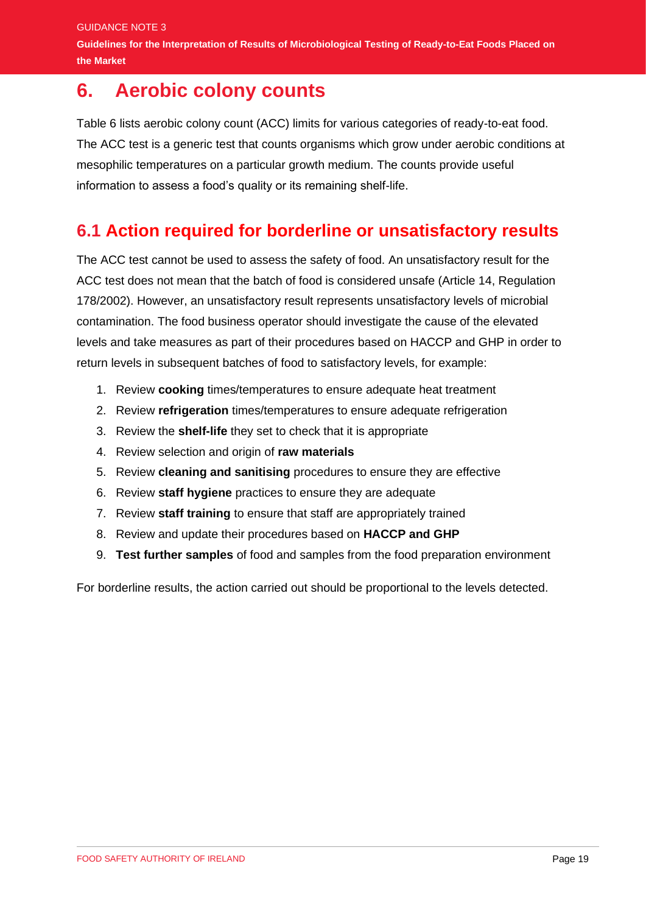# 6. Aerobic colony counts

Table 6 lists aerobic colony count (ACC) limits for various categories of ready-to-eat food. The ACC test is a generic test that counts organisms which grow under aerobic conditions at mesophilic temperatures on a particular growth medium. The counts provide useful information to assess a food's quality or its remaining shelf-life.

## 6.1 Action required for borderline or unsatisfactory results

The ACC test cannot be used to assess the safety of food. An unsatisfactory result for the ACC test does not mean that the batch of food is considered unsafe (Article 14, Regulation 178/2002). However, an unsatisfactory result represents unsatisfactory levels of microbial contamination. The food business operator should investigate the cause of the elevated levels and take measures as part of their procedures based on HACCP and GHP in order to return levels in subsequent batches of food to satisfactory levels, for example:

1. Review **cooking** times/temperatures to ensure adequate heat treatment
2. Review **refrigeration** times/temperatures to ensure adequate refrigeration
3. Review the **shelf-life** they set to check that it is appropriate
4. Review selection and origin of **raw materials**
5. Review **cleaning and sanitising** procedures to ensure they are effective
6. Review **staff hygiene** practices to ensure they are adequate
7. Review **staff training** to ensure that staff are appropriately trained
8. Review and update their procedures based on **HACCP and GHP**
9. **Test further samples** of food and samples from the food preparation environment

For borderline results, the action carried out should be proportional to the levels detected.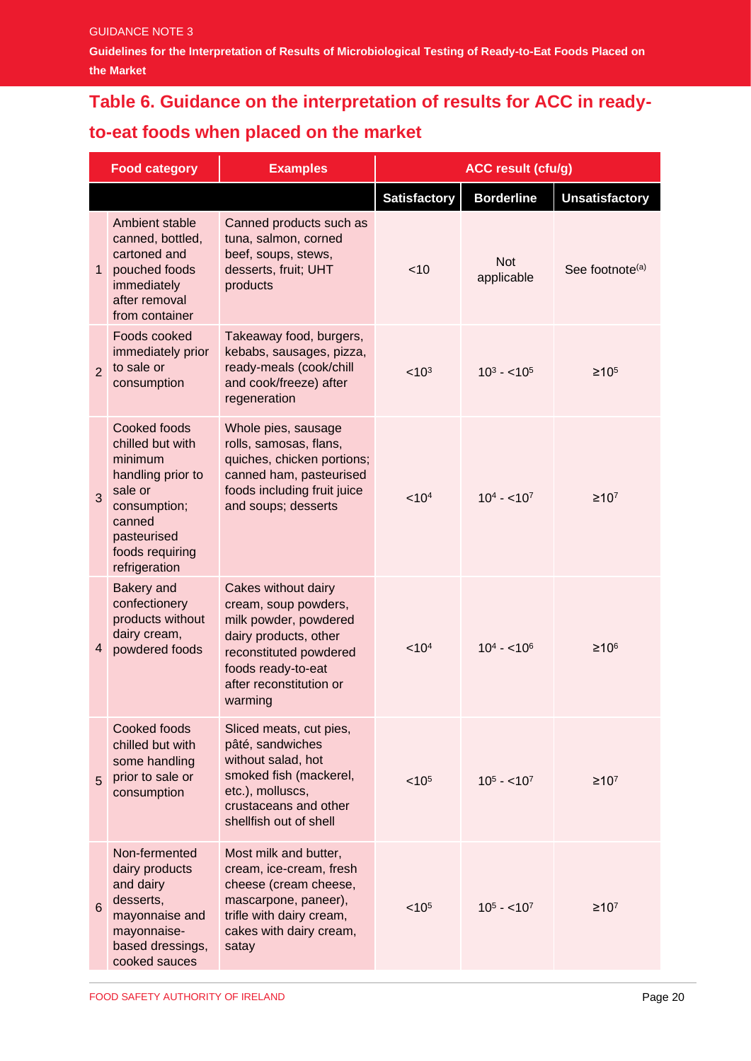## Table 6. Guidance on the interpretation of results for ACC in ready-to-eat foods when placed on the market

| | Food category | Examples | ACC result (cfu/g) | | |
|---|---|---|---|---|---|
| | | | Satisfactory | Borderline | Unsatisfactory |
| 1 | Ambient stable canned, bottled, cartoned and pouched foods immediately after removal from container | Canned products such as tuna, salmon, corned beef, soups, stews, desserts, fruit; UHT products | <10 | Not applicable | See footnote[(a)] |
| 2 | Foods cooked immediately prior to sale or consumption | Takeaway food, burgers, kebabs, sausages, pizza, ready-meals (cook/chill and cook/freeze) after regeneration | $<10^3$ | $10^3$ - $<10^5$ | $\geq10^5$ |
| 3 | Cooked foods chilled but with minimum handling prior to sale or consumption; canned pasteurised foods requiring refrigeration | Whole pies, sausage rolls, samosas, flans, quiches, chicken portions; canned ham, pasteurised foods including fruit juice and soups; desserts | $<10^4$ | $10^4$ - $<10^7$ | $\geq10^7$ |
| 4 | Bakery and confectionery products without dairy cream, powdered foods | Cakes without dairy cream, soup powders, milk powder, powdered dairy products, other reconstituted powdered foods ready-to-eat after reconstitution or warming | $<10^4$ | $10^4$ - $<10^6$ | $\geq10^6$ |
| 5 | Cooked foods chilled but with some handling prior to sale or consumption | Sliced meats, cut pies, pâté, sandwiches without salad, hot smoked fish (mackerel, etc.), molluscs, crustaceans and other shellfish out of shell | $<10^5$ | $10^5$ - $<10^7$ | $\geq10^7$ |
| 6 | Non-fermented dairy products and dairy desserts, mayonnaise and mayonnaise-based dressings, cooked sauces | Most milk and butter, cream, ice-cream, fresh cheese (cream cheese, mascarpone, paneer), trifle with dairy cream, cakes with dairy cream, satay | $<10^5$ | $10^5$ - $<10^7$ | $\geq10^7$ |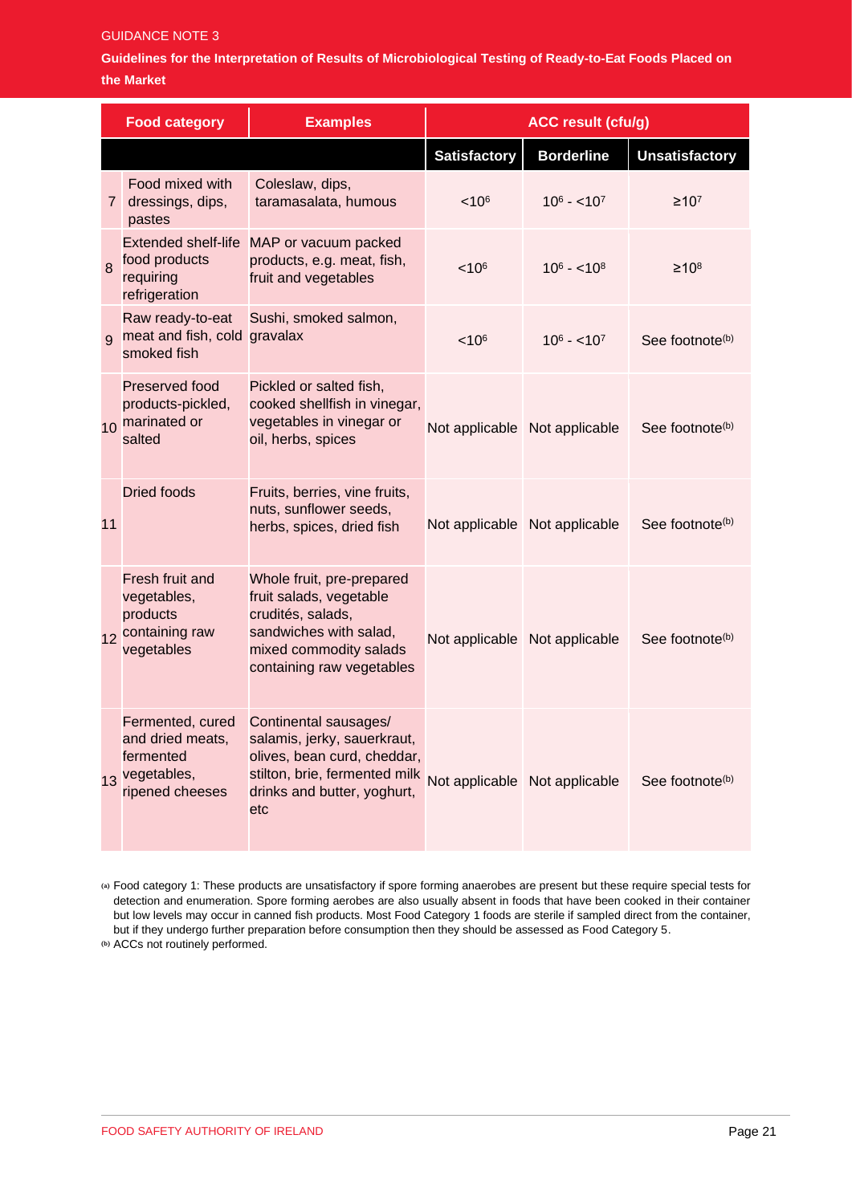| | Food category | Examples | ACC result (cfu/g) | | |
|---|---|---|---|---|---|
| | | | Satisfactory | Borderline | Unsatisfactory |
| 7 | Food mixed with dressings, dips, pastes | Coleslaw, dips, taramasalata, humous | $<10^6$ | $10^6$ - $<10^7$ | $\geq10^7$ |
| 8 | Extended shelf-life food products requiring refrigeration | MAP or vacuum packed products, e.g. meat, fish, fruit and vegetables | $<10^6$ | $10^6$ - $<10^8$ | $\geq10^8$ |
| 9 | Raw ready-to-eat meat and fish, cold smoked fish | Sushi, smoked salmon, gravalax | $<10^6$ | $10^6$ - $<10^7$ | See footnote[(b)] |
| 10 | Preserved food products-pickled, marinated or salted | Pickled or salted fish, cooked shellfish in vinegar, vegetables in vinegar or oil, herbs, spices | Not applicable | Not applicable | See footnote[(b)] |
| 11 | Dried foods | Fruits, berries, vine fruits, nuts, sunflower seeds, herbs, spices, dried fish | Not applicable | Not applicable | See footnote[(b)] |
| 12 | Fresh fruit and vegetables, products containing raw vegetables | Whole fruit, pre-prepared fruit salads, vegetable crudités, salads, sandwiches with salad, mixed commodity salads containing raw vegetables | Not applicable | Not applicable | See footnote[(b)] |
| 13 | Fermented, cured and dried meats, fermented vegetables, ripened cheeses | Continental sausages/ salamis, jerky, sauerkraut, olives, bean curd, cheddar, stilton, brie, fermented milk drinks and butter, yoghurt, etc | Not applicable | Not applicable | See footnote[(b)] |

[(a)] Food category 1: These products are unsatisfactory if spore forming anaerobes are present but these require special tests for detection and enumeration. Spore forming aerobes are also usually absent in foods that have been cooked in their container but low levels may occur in canned fish products. Most Food Category 1 foods are sterile if sampled direct from the container, but if they undergo further preparation before consumption then they should be assessed as Food Category 5.

[(b)] ACCs not routinely performed.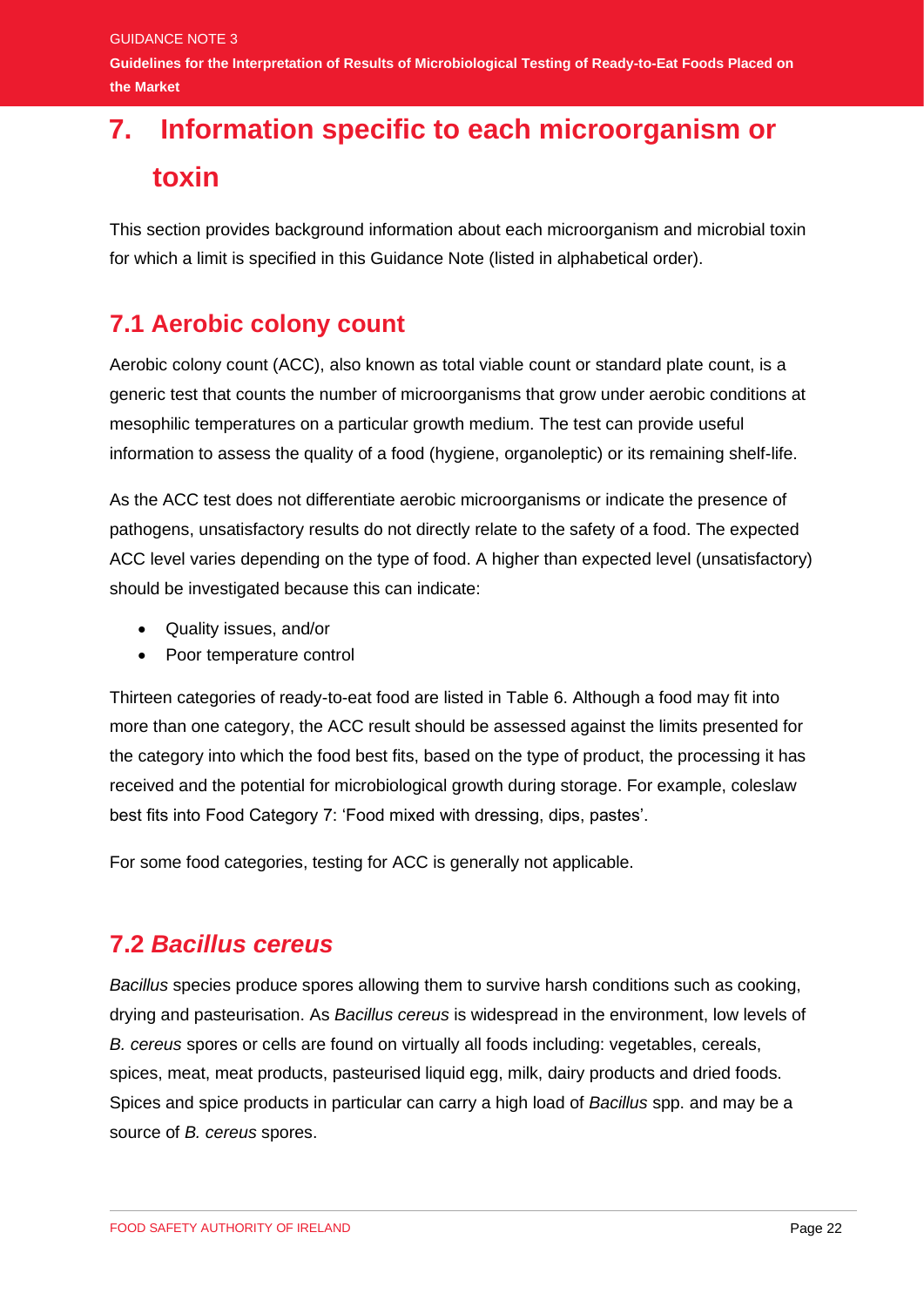# 7. Information specific to each microorganism or toxin

This section provides background information about each microorganism and microbial toxin for which a limit is specified in this Guidance Note (listed in alphabetical order).

## 7.1 Aerobic colony count

Aerobic colony count (ACC), also known as total viable count or standard plate count, is a generic test that counts the number of microorganisms that grow under aerobic conditions at mesophilic temperatures on a particular growth medium. The test can provide useful information to assess the quality of a food (hygiene, organoleptic) or its remaining shelf-life.

As the ACC test does not differentiate aerobic microorganisms or indicate the presence of pathogens, unsatisfactory results do not directly relate to the safety of a food. The expected ACC level varies depending on the type of food. A higher than expected level (unsatisfactory) should be investigated because this can indicate:

- Quality issues, and/or
- Poor temperature control

Thirteen categories of ready-to-eat food are listed in Table 6. Although a food may fit into more than one category, the ACC result should be assessed against the limits presented for the category into which the food best fits, based on the type of product, the processing it has received and the potential for microbiological growth during storage. For example, coleslaw best fits into Food Category 7: 'Food mixed with dressing, dips, pastes'.

For some food categories, testing for ACC is generally not applicable.

## 7.2 *Bacillus cereus*

*Bacillus* species produce spores allowing them to survive harsh conditions such as cooking, drying and pasteurisation. As *Bacillus cereus* is widespread in the environment, low levels of *B. cereus* spores or cells are found on virtually all foods including: vegetables, cereals, spices, meat, meat products, pasteurised liquid egg, milk, dairy products and dried foods. Spices and spice products in particular can carry a high load of *Bacillus* spp. and may be a source of *B. cereus* spores.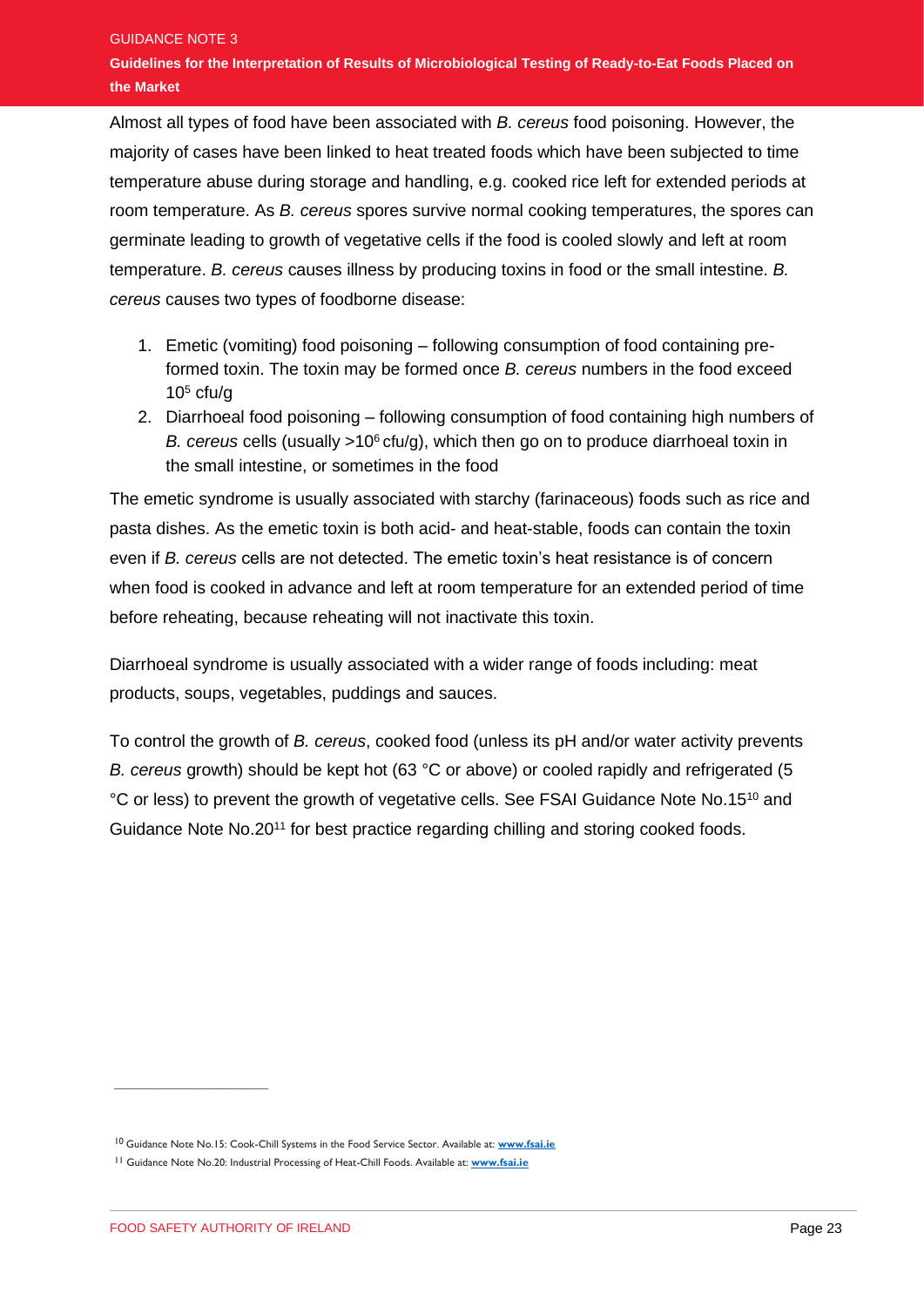Almost all types of food have been associated with *B. cereus* food poisoning. However, the majority of cases have been linked to heat treated foods which have been subjected to time temperature abuse during storage and handling, e.g. cooked rice left for extended periods at room temperature. As *B. cereus* spores survive normal cooking temperatures, the spores can germinate leading to growth of vegetative cells if the food is cooled slowly and left at room temperature. *B. cereus* causes illness by producing toxins in food or the small intestine. *B. cereus* causes two types of foodborne disease:

1. Emetic (vomiting) food poisoning – following consumption of food containing pre-formed toxin. The toxin may be formed once *B. cereus* numbers in the food exceed $10^5$ cfu/g
2. Diarrhoeal food poisoning – following consumption of food containing high numbers of *B. cereus* cells (usually $>10^6$ cfu/g), which then go on to produce diarrhoeal toxin in the small intestine, or sometimes in the food

The emetic syndrome is usually associated with starchy (farinaceous) foods such as rice and pasta dishes. As the emetic toxin is both acid- and heat-stable, foods can contain the toxin even if *B. cereus* cells are not detected. The emetic toxin's heat resistance is of concern when food is cooked in advance and left at room temperature for an extended period of time before reheating, because reheating will not inactivate this toxin.

Diarrhoeal syndrome is usually associated with a wider range of foods including: meat products, soups, vegetables, puddings and sauces.

To control the growth of *B. cereus*, cooked food (unless its pH and/or water activity prevents *B. cereus* growth) should be kept hot (63 °C or above) or cooled rapidly and refrigerated (5 °C or less) to prevent the growth of vegetative cells. See FSAI Guidance Note No.15[10] and Guidance Note No.20[11] for best practice regarding chilling and storing cooked foods.

---

[10] Guidance Note No.15: Cook-Chill Systems in the Food Service Sector. Available at: **www.fsai.ie**

[11] Guidance Note No.20: Industrial Processing of Heat-Chill Foods. Available at: **www.fsai.ie**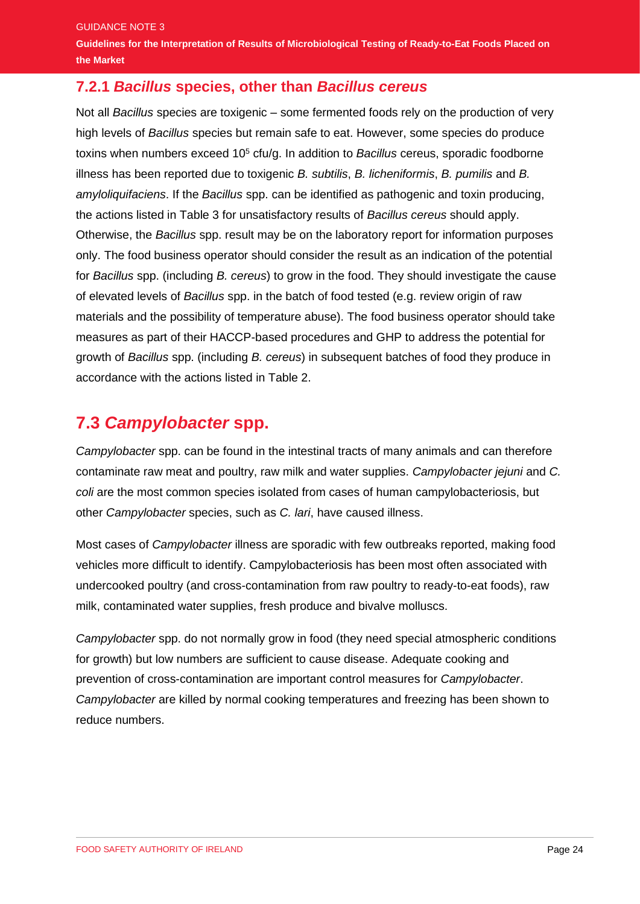### 7.2.1 *Bacillus* species, other than *Bacillus cereus*

Not all *Bacillus* species are toxigenic – some fermented foods rely on the production of very high levels of *Bacillus* species but remain safe to eat. However, some species do produce toxins when numbers exceed $10^5$ cfu/g. In addition to *Bacillus* cereus, sporadic foodborne illness has been reported due to toxigenic *B. subtilis*, *B. licheniformis*, *B. pumilis* and *B. amyloliquifaciens*. If the *Bacillus* spp. can be identified as pathogenic and toxin producing, the actions listed in Table 3 for unsatisfactory results of *Bacillus cereus* should apply. Otherwise, the *Bacillus* spp. result may be on the laboratory report for information purposes only. The food business operator should consider the result as an indication of the potential for *Bacillus* spp. (including *B. cereus*) to grow in the food. They should investigate the cause of elevated levels of *Bacillus* spp. in the batch of food tested (e.g. review origin of raw materials and the possibility of temperature abuse). The food business operator should take measures as part of their HACCP-based procedures and GHP to address the potential for growth of *Bacillus* spp. (including *B. cereus*) in subsequent batches of food they produce in accordance with the actions listed in Table 2.

## 7.3 *Campylobacter* spp.

*Campylobacter* spp. can be found in the intestinal tracts of many animals and can therefore contaminate raw meat and poultry, raw milk and water supplies. *Campylobacter jejuni* and *C. coli* are the most common species isolated from cases of human campylobacteriosis, but other *Campylobacter* species, such as *C. lari*, have caused illness.

Most cases of *Campylobacter* illness are sporadic with few outbreaks reported, making food vehicles more difficult to identify. Campylobacteriosis has been most often associated with undercooked poultry (and cross-contamination from raw poultry to ready-to-eat foods), raw milk, contaminated water supplies, fresh produce and bivalve molluscs.

*Campylobacter* spp. do not normally grow in food (they need special atmospheric conditions for growth) but low numbers are sufficient to cause disease. Adequate cooking and prevention of cross-contamination are important control measures for *Campylobacter*. *Campylobacter* are killed by normal cooking temperatures and freezing has been shown to reduce numbers.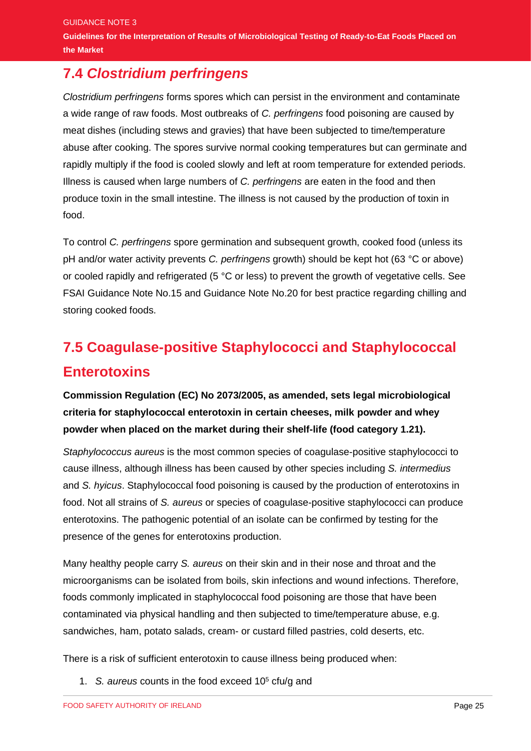## 7.4 *Clostridium perfringens*

*Clostridium perfringens* forms spores which can persist in the environment and contaminate a wide range of raw foods. Most outbreaks of *C. perfringens* food poisoning are caused by meat dishes (including stews and gravies) that have been subjected to time/temperature abuse after cooking. The spores survive normal cooking temperatures but can germinate and rapidly multiply if the food is cooled slowly and left at room temperature for extended periods. Illness is caused when large numbers of *C. perfringens* are eaten in the food and then produce toxin in the small intestine. The illness is not caused by the production of toxin in food.

To control *C. perfringens* spore germination and subsequent growth, cooked food (unless its pH and/or water activity prevents *C. perfringens* growth) should be kept hot (63 °C or above) or cooled rapidly and refrigerated (5 °C or less) to prevent the growth of vegetative cells. See FSAI Guidance Note No.15 and Guidance Note No.20 for best practice regarding chilling and storing cooked foods.

## 7.5 Coagulase-positive Staphylococci and Staphylococcal Enterotoxins

**Commission Regulation (EC) No 2073/2005, as amended, sets legal microbiological criteria for staphylococcal enterotoxin in certain cheeses, milk powder and whey powder when placed on the market during their shelf-life (food category 1.21).**

*Staphylococcus aureus* is the most common species of coagulase-positive staphylococci to cause illness, although illness has been caused by other species including *S. intermedius* and *S. hyicus*. Staphylococcal food poisoning is caused by the production of enterotoxins in food. Not all strains of *S. aureus* or species of coagulase-positive staphylococci can produce enterotoxins. The pathogenic potential of an isolate can be confirmed by testing for the presence of the genes for enterotoxins production.

Many healthy people carry *S. aureus* on their skin and in their nose and throat and the microorganisms can be isolated from boils, skin infections and wound infections. Therefore, foods commonly implicated in staphylococcal food poisoning are those that have been contaminated via physical handling and then subjected to time/temperature abuse, e.g. sandwiches, ham, potato salads, cream- or custard filled pastries, cold deserts, etc.

There is a risk of sufficient enterotoxin to cause illness being produced when:

1. *S. aureus* counts in the food exceed $10^5$ cfu/g and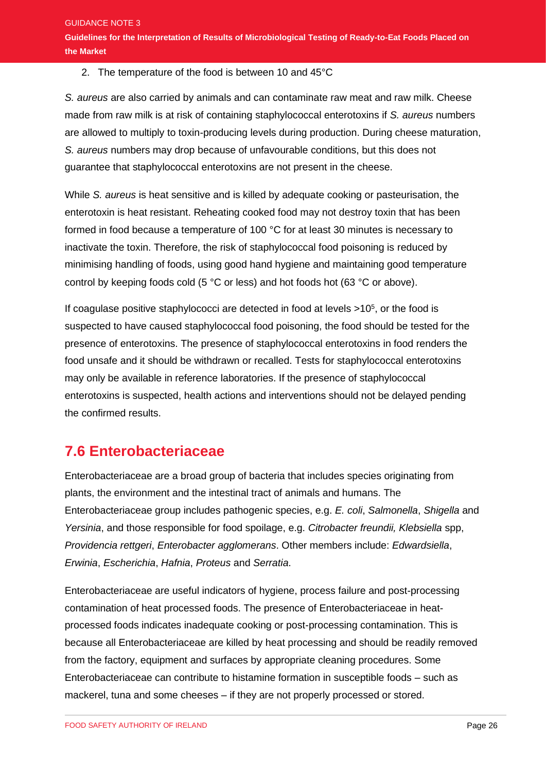2. The temperature of the food is between 10 and 45°C

*S. aureus* are also carried by animals and can contaminate raw meat and raw milk. Cheese made from raw milk is at risk of containing staphylococcal enterotoxins if *S. aureus* numbers are allowed to multiply to toxin-producing levels during production. During cheese maturation, *S. aureus* numbers may drop because of unfavourable conditions, but this does not guarantee that staphylococcal enterotoxins are not present in the cheese.

While *S. aureus* is heat sensitive and is killed by adequate cooking or pasteurisation, the enterotoxin is heat resistant. Reheating cooked food may not destroy toxin that has been formed in food because a temperature of 100 °C for at least 30 minutes is necessary to inactivate the toxin. Therefore, the risk of staphylococcal food poisoning is reduced by minimising handling of foods, using good hand hygiene and maintaining good temperature control by keeping foods cold (5 °C or less) and hot foods hot (63 °C or above).

If coagulase positive staphylococci are detected in food at levels $>10^5$, or the food is suspected to have caused staphylococcal food poisoning, the food should be tested for the presence of enterotoxins. The presence of staphylococcal enterotoxins in food renders the food unsafe and it should be withdrawn or recalled. Tests for staphylococcal enterotoxins may only be available in reference laboratories. If the presence of staphylococcal enterotoxins is suspected, health actions and interventions should not be delayed pending the confirmed results.

## 7.6 Enterobacteriaceae

Enterobacteriaceae are a broad group of bacteria that includes species originating from plants, the environment and the intestinal tract of animals and humans. The Enterobacteriaceae group includes pathogenic species, e.g. *E. coli*, *Salmonella*, *Shigella* and *Yersinia*, and those responsible for food spoilage, e.g. *Citrobacter freundii, Klebsiella* spp, *Providencia rettgeri*, *Enterobacter agglomerans*. Other members include: *Edwardsiella*, *Erwinia*, *Escherichia*, *Hafnia*, *Proteus* and *Serratia*.

Enterobacteriaceae are useful indicators of hygiene, process failure and post-processing contamination of heat processed foods. The presence of Enterobacteriaceae in heat-processed foods indicates inadequate cooking or post-processing contamination. This is because all Enterobacteriaceae are killed by heat processing and should be readily removed from the factory, equipment and surfaces by appropriate cleaning procedures. Some Enterobacteriaceae can contribute to histamine formation in susceptible foods – such as mackerel, tuna and some cheeses – if they are not properly processed or stored.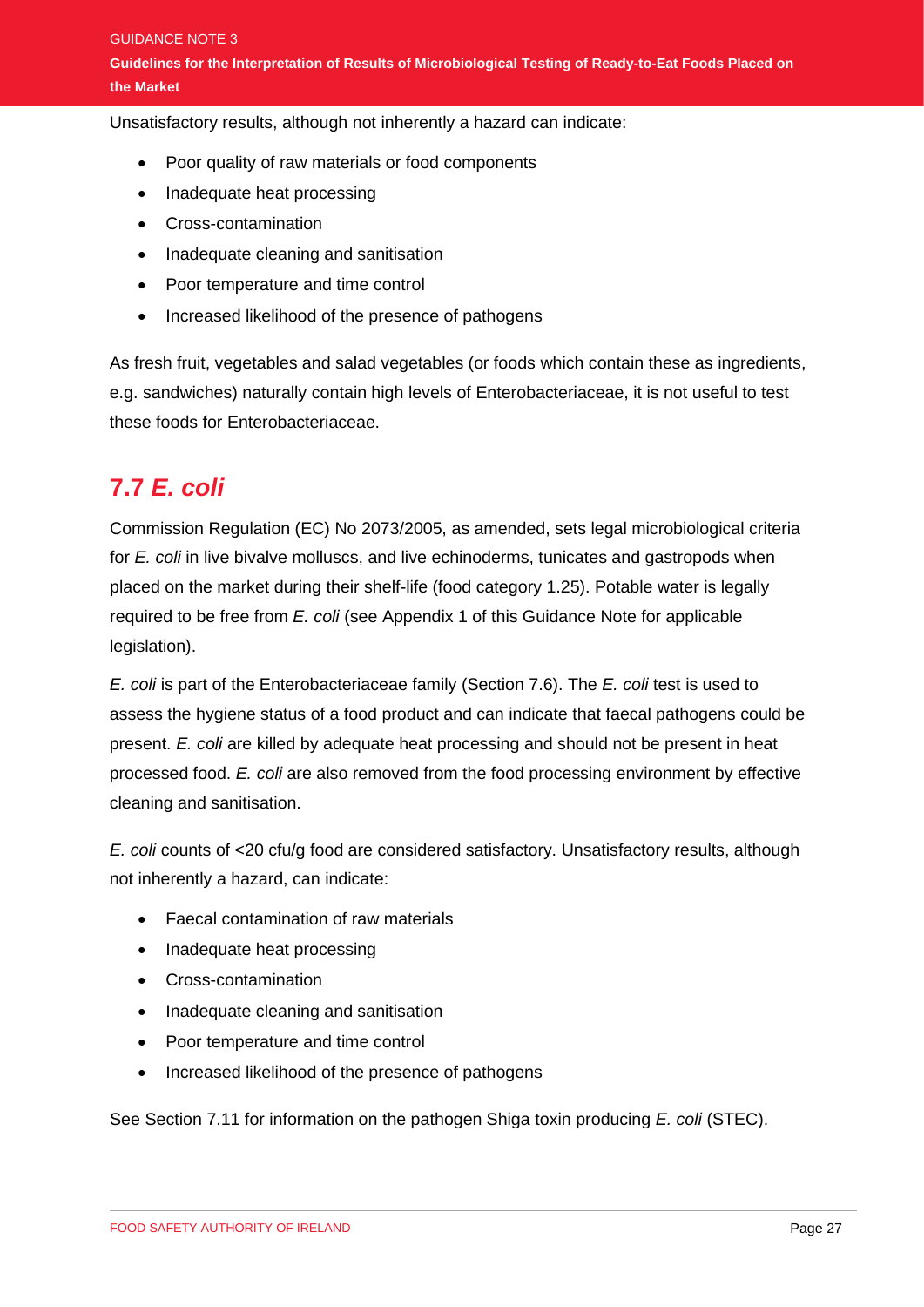Unsatisfactory results, although not inherently a hazard can indicate:

- Poor quality of raw materials or food components
- Inadequate heat processing
- Cross-contamination
- Inadequate cleaning and sanitisation
- Poor temperature and time control
- Increased likelihood of the presence of pathogens

As fresh fruit, vegetables and salad vegetables (or foods which contain these as ingredients, e.g. sandwiches) naturally contain high levels of Enterobacteriaceae, it is not useful to test these foods for Enterobacteriaceae.

## 7.7 *E. coli*

Commission Regulation (EC) No 2073/2005, as amended, sets legal microbiological criteria for *E. coli* in live bivalve molluscs, and live echinoderms, tunicates and gastropods when placed on the market during their shelf-life (food category 1.25). Potable water is legally required to be free from *E. coli* (see Appendix 1 of this Guidance Note for applicable legislation).

*E. coli* is part of the Enterobacteriaceae family (Section 7.6). The *E. coli* test is used to assess the hygiene status of a food product and can indicate that faecal pathogens could be present. *E. coli* are killed by adequate heat processing and should not be present in heat processed food. *E. coli* are also removed from the food processing environment by effective cleaning and sanitisation.

*E. coli* counts of <20 cfu/g food are considered satisfactory. Unsatisfactory results, although not inherently a hazard, can indicate:

- Faecal contamination of raw materials
- Inadequate heat processing
- Cross-contamination
- Inadequate cleaning and sanitisation
- Poor temperature and time control
- Increased likelihood of the presence of pathogens

See Section 7.11 for information on the pathogen Shiga toxin producing *E. coli* (STEC).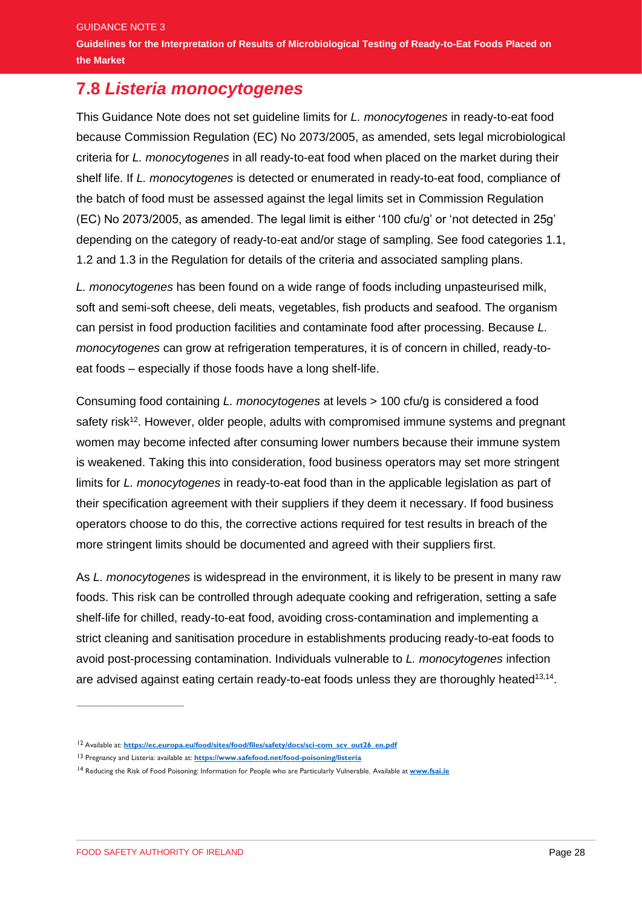## 7.8 *Listeria monocytogenes*

This Guidance Note does not set guideline limits for *L. monocytogenes* in ready-to-eat food because Commission Regulation (EC) No 2073/2005, as amended, sets legal microbiological criteria for *L. monocytogenes* in all ready-to-eat food when placed on the market during their shelf life. If *L. monocytogenes* is detected or enumerated in ready-to-eat food, compliance of the batch of food must be assessed against the legal limits set in Commission Regulation (EC) No 2073/2005, as amended. The legal limit is either '100 cfu/g' or 'not detected in 25g' depending on the category of ready-to-eat and/or stage of sampling. See food categories 1.1, 1.2 and 1.3 in the Regulation for details of the criteria and associated sampling plans.

*L. monocytogenes* has been found on a wide range of foods including unpasteurised milk, soft and semi-soft cheese, deli meats, vegetables, fish products and seafood. The organism can persist in food production facilities and contaminate food after processing. Because *L. monocytogenes* can grow at refrigeration temperatures, it is of concern in chilled, ready-to-eat foods – especially if those foods have a long shelf-life.

Consuming food containing *L. monocytogenes* at levels > 100 cfu/g is considered a food safety risk[12]. However, older people, adults with compromised immune systems and pregnant women may become infected after consuming lower numbers because their immune system is weakened. Taking this into consideration, food business operators may set more stringent limits for *L. monocytogenes* in ready-to-eat food than in the applicable legislation as part of their specification agreement with their suppliers if they deem it necessary. If food business operators choose to do this, the corrective actions required for test results in breach of the more stringent limits should be documented and agreed with their suppliers first.

As *L. monocytogenes* is widespread in the environment, it is likely to be present in many raw foods. This risk can be controlled through adequate cooking and refrigeration, setting a safe shelf-life for chilled, ready-to-eat food, avoiding cross-contamination and implementing a strict cleaning and sanitisation procedure in establishments producing ready-to-eat foods to avoid post-processing contamination. Individuals vulnerable to *L. monocytogenes* infection are advised against eating certain ready-to-eat foods unless they are thoroughly heated[13,14].

---

[12] Available at: **https://ec.europa.eu/food/sites/food/files/safety/docs/sci-com_scv_out26_en.pdf**

[13] Pregnancy and Listeria: available at: **https://www.safefood.net/food-poisoning/listeria**

[14] Reducing the Risk of Food Poisoning: Information for People who are Particularly Vulnerable. Available at **www.fsai.ie**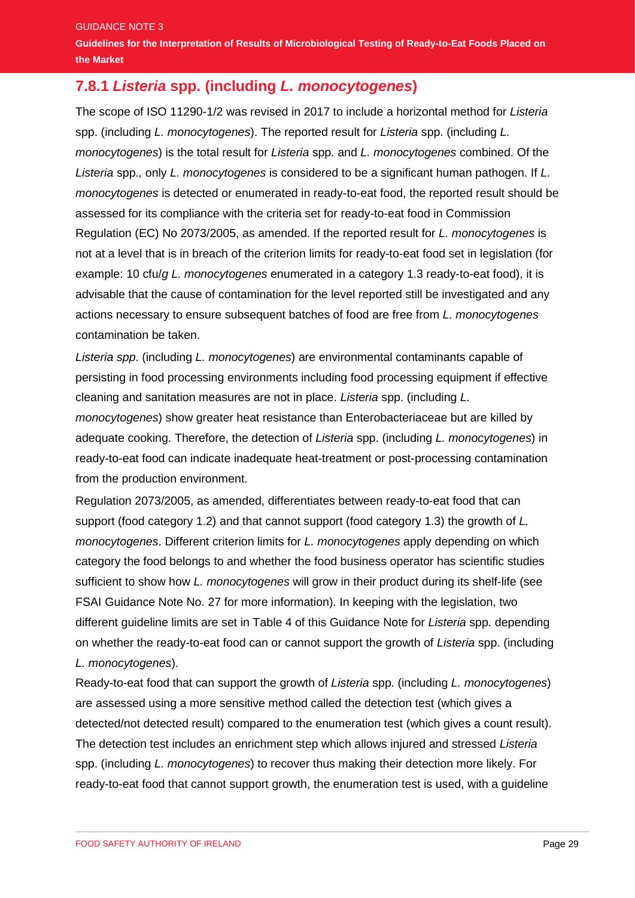### 7.8.1 *Listeria* spp. (including *L. monocytogenes*)

The scope of ISO 11290-1/2 was revised in 2017 to include a horizontal method for *Listeria* spp. (including *L. monocytogenes*). The reported result for *Listeria* spp. (including *L. monocytogenes*) is the total result for *Listeria* spp. and *L. monocytogenes* combined. Of the *Listeria* spp., only *L. monocytogenes* is considered to be a significant human pathogen. If *L. monocytogenes* is detected or enumerated in ready-to-eat food, the reported result should be assessed for its compliance with the criteria set for ready-to-eat food in Commission Regulation (EC) No 2073/2005, as amended. If the reported result for *L. monocytogenes* is not at a level that is in breach of the criterion limits for ready-to-eat food set in legislation (for example: 10 cfu/g *L. monocytogenes* enumerated in a category 1.3 ready-to-eat food), it is advisable that the cause of contamination for the level reported still be investigated and any actions necessary to ensure subsequent batches of food are free from *L. monocytogenes* contamination be taken.

*Listeria spp*. (including *L. monocytogenes*) are environmental contaminants capable of persisting in food processing environments including food processing equipment if effective cleaning and sanitation measures are not in place. *Listeria* spp. (including *L. monocytogenes*) show greater heat resistance than Enterobacteriaceae but are killed by adequate cooking. Therefore, the detection of *Listeria* spp. (including *L. monocytogenes*) in ready-to-eat food can indicate inadequate heat-treatment or post-processing contamination from the production environment.

Regulation 2073/2005, as amended, differentiates between ready-to-eat food that can support (food category 1.2) and that cannot support (food category 1.3) the growth of *L. monocytogenes*. Different criterion limits for *L. monocytogenes* apply depending on which category the food belongs to and whether the food business operator has scientific studies sufficient to show how *L. monocytogenes* will grow in their product during its shelf-life (see FSAI Guidance Note No. 27 for more information). In keeping with the legislation, two different guideline limits are set in Table 4 of this Guidance Note for *Listeria* spp*.* depending on whether the ready-to-eat food can or cannot support the growth of *Listeria* spp. (including *L. monocytogenes*).

Ready-to-eat food that can support the growth of *Listeria* spp. (including *L. monocytogenes*) are assessed using a more sensitive method called the detection test (which gives a detected/not detected result) compared to the enumeration test (which gives a count result). The detection test includes an enrichment step which allows injured and stressed *Listeria* spp. (including *L. monocytogenes*) to recover thus making their detection more likely. For ready-to-eat food that cannot support growth, the enumeration test is used, with a guideline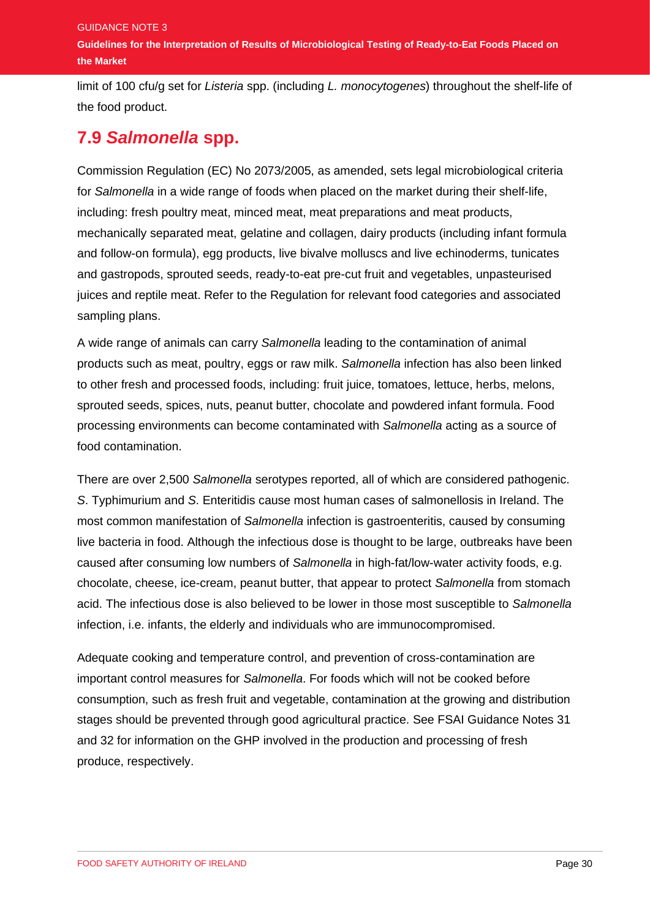limit of 100 cfu/g set for *Listeria* spp. (including *L. monocytogenes*) throughout the shelf-life of the food product.

## 7.9 *Salmonella* spp.

Commission Regulation (EC) No 2073/2005, as amended, sets legal microbiological criteria for *Salmonella* in a wide range of foods when placed on the market during their shelf-life, including: fresh poultry meat, minced meat, meat preparations and meat products, mechanically separated meat, gelatine and collagen, dairy products (including infant formula and follow-on formula), egg products, live bivalve molluscs and live echinoderms, tunicates and gastropods, sprouted seeds, ready-to-eat pre-cut fruit and vegetables, unpasteurised juices and reptile meat. Refer to the Regulation for relevant food categories and associated sampling plans.

A wide range of animals can carry *Salmonella* leading to the contamination of animal products such as meat, poultry, eggs or raw milk. *Salmonella* infection has also been linked to other fresh and processed foods, including: fruit juice, tomatoes, lettuce, herbs, melons, sprouted seeds, spices, nuts, peanut butter, chocolate and powdered infant formula. Food processing environments can become contaminated with *Salmonella* acting as a source of food contamination.

There are over 2,500 *Salmonella* serotypes reported, all of which are considered pathogenic. *S*. Typhimurium and *S*. Enteritidis cause most human cases of salmonellosis in Ireland. The most common manifestation of *Salmonella* infection is gastroenteritis, caused by consuming live bacteria in food. Although the infectious dose is thought to be large, outbreaks have been caused after consuming low numbers of *Salmonella* in high-fat/low-water activity foods, e.g. chocolate, cheese, ice-cream, peanut butter, that appear to protect *Salmonella* from stomach acid. The infectious dose is also believed to be lower in those most susceptible to *Salmonella* infection, i.e. infants, the elderly and individuals who are immunocompromised.

Adequate cooking and temperature control, and prevention of cross-contamination are important control measures for *Salmonella*. For foods which will not be cooked before consumption, such as fresh fruit and vegetable, contamination at the growing and distribution stages should be prevented through good agricultural practice. See FSAI Guidance Notes 31 and 32 for information on the GHP involved in the production and processing of fresh produce, respectively.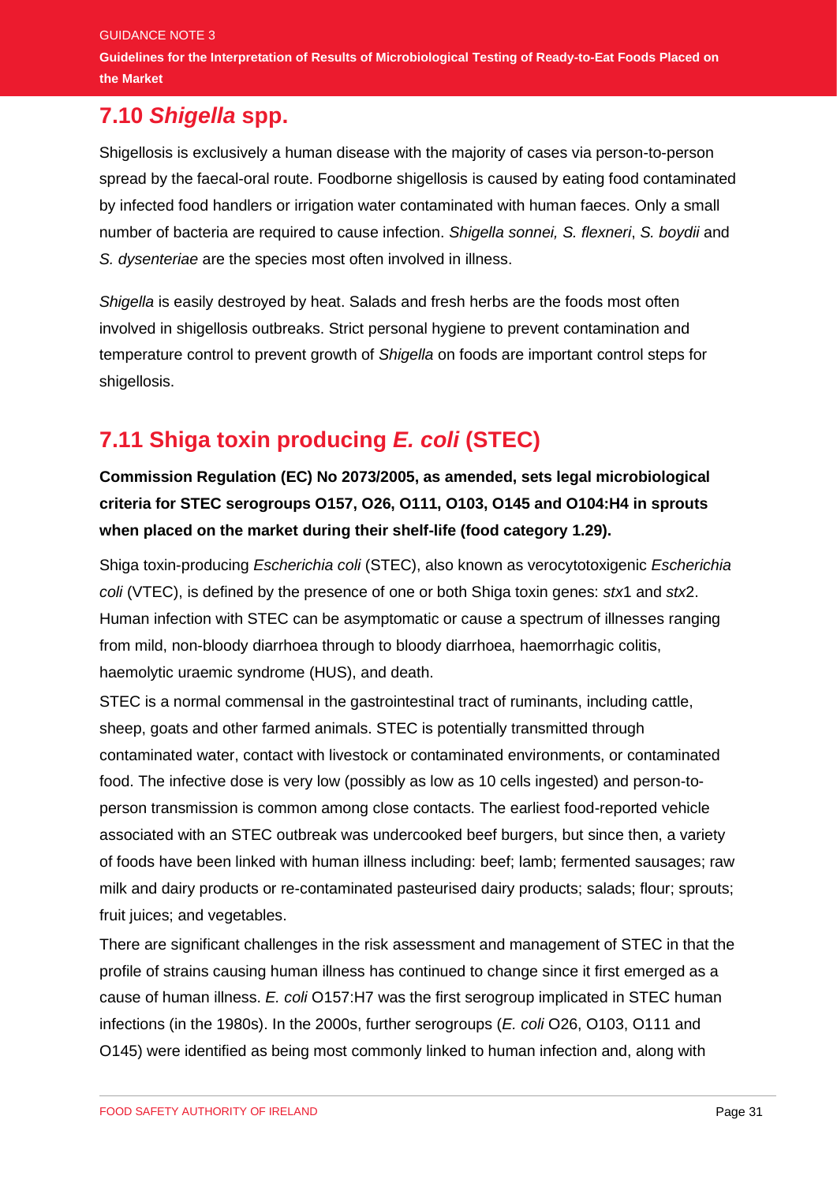## 7.10 *Shigella* spp.

Shigellosis is exclusively a human disease with the majority of cases via person-to-person spread by the faecal-oral route. Foodborne shigellosis is caused by eating food contaminated by infected food handlers or irrigation water contaminated with human faeces. Only a small number of bacteria are required to cause infection. *Shigella sonnei, S. flexneri*, *S. boydii* and *S. dysenteriae* are the species most often involved in illness.

*Shigella* is easily destroyed by heat. Salads and fresh herbs are the foods most often involved in shigellosis outbreaks. Strict personal hygiene to prevent contamination and temperature control to prevent growth of *Shigella* on foods are important control steps for shigellosis.

## 7.11 Shiga toxin producing *E. coli* (STEC)

**Commission Regulation (EC) No 2073/2005, as amended, sets legal microbiological criteria for STEC serogroups O157, O26, O111, O103, O145 and O104:H4 in sprouts when placed on the market during their shelf-life (food category 1.29).**

Shiga toxin-producing *Escherichia coli* (STEC), also known as verocytotoxigenic *Escherichia coli* (VTEC), is defined by the presence of one or both Shiga toxin genes: *stx*1 and *stx*2. Human infection with STEC can be asymptomatic or cause a spectrum of illnesses ranging from mild, non-bloody diarrhoea through to bloody diarrhoea, haemorrhagic colitis, haemolytic uraemic syndrome (HUS), and death.

STEC is a normal commensal in the gastrointestinal tract of ruminants, including cattle, sheep, goats and other farmed animals. STEC is potentially transmitted through contaminated water, contact with livestock or contaminated environments, or contaminated food. The infective dose is very low (possibly as low as 10 cells ingested) and person-to-person transmission is common among close contacts. The earliest food-reported vehicle associated with an STEC outbreak was undercooked beef burgers, but since then, a variety of foods have been linked with human illness including: beef; lamb; fermented sausages; raw milk and dairy products or re-contaminated pasteurised dairy products; salads; flour; sprouts; fruit juices; and vegetables.

There are significant challenges in the risk assessment and management of STEC in that the profile of strains causing human illness has continued to change since it first emerged as a cause of human illness. *E. coli* O157:H7 was the first serogroup implicated in STEC human infections (in the 1980s). In the 2000s, further serogroups (*E. coli* O26, O103, O111 and O145) were identified as being most commonly linked to human infection and, along with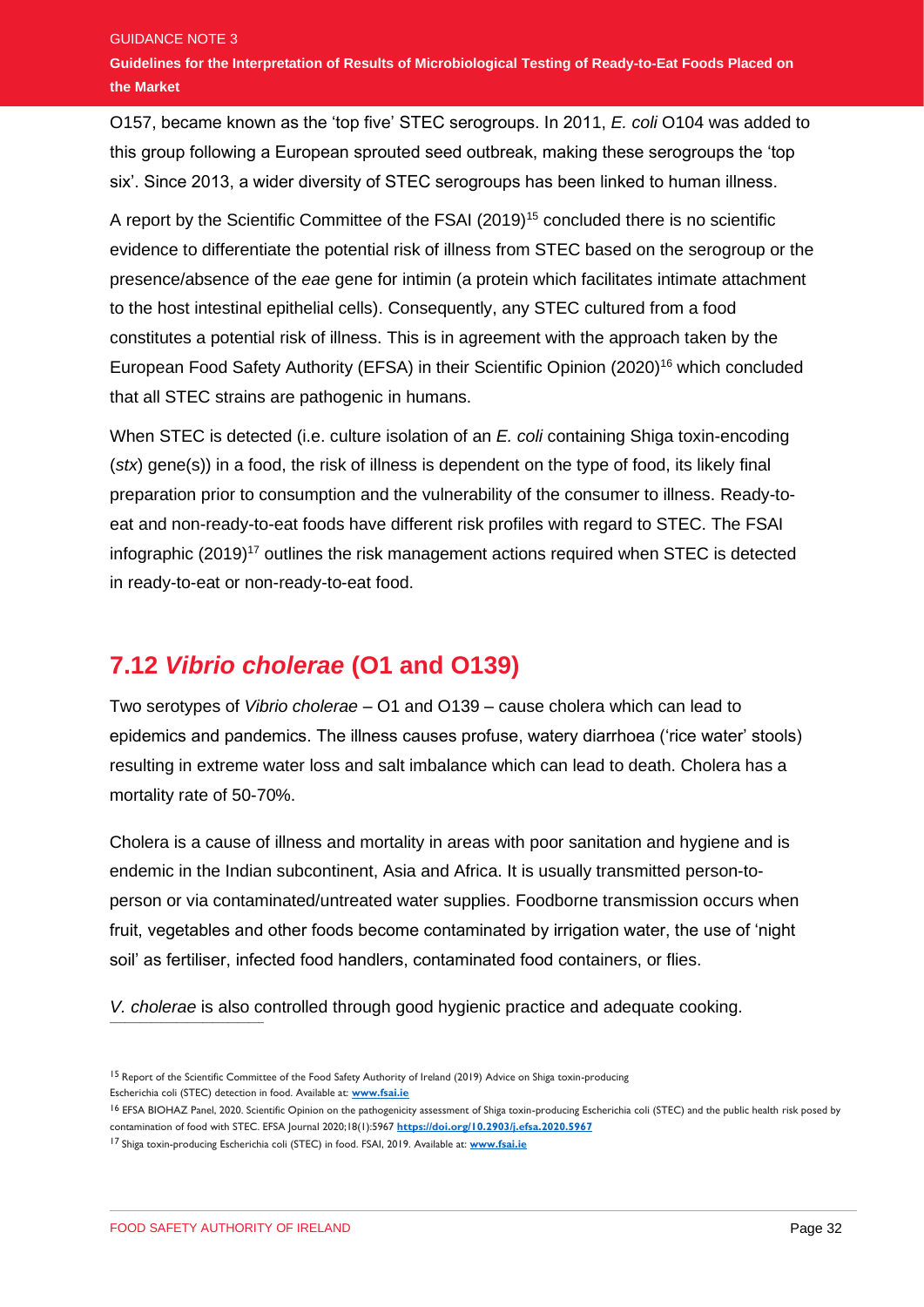O157, became known as the 'top five' STEC serogroups. In 2011, *E. coli* O104 was added to this group following a European sprouted seed outbreak, making these serogroups the 'top six'. Since 2013, a wider diversity of STEC serogroups has been linked to human illness.

A report by the Scientific Committee of the FSAI (2019)[15] concluded there is no scientific evidence to differentiate the potential risk of illness from STEC based on the serogroup or the presence/absence of the *eae* gene for intimin (a protein which facilitates intimate attachment to the host intestinal epithelial cells). Consequently, any STEC cultured from a food constitutes a potential risk of illness. This is in agreement with the approach taken by the European Food Safety Authority (EFSA) in their Scientific Opinion (2020)[16] which concluded that all STEC strains are pathogenic in humans.

When STEC is detected (i.e. culture isolation of an *E. coli* containing Shiga toxin-encoding (*stx*) gene(s)) in a food, the risk of illness is dependent on the type of food, its likely final preparation prior to consumption and the vulnerability of the consumer to illness. Ready-to-eat and non-ready-to-eat foods have different risk profiles with regard to STEC. The FSAI infographic (2019)[17] outlines the risk management actions required when STEC is detected in ready-to-eat or non-ready-to-eat food.

## 7.12 *Vibrio cholerae* (O1 and O139)

Two serotypes of *Vibrio cholerae* – O1 and O139 – cause cholera which can lead to epidemics and pandemics. The illness causes profuse, watery diarrhoea ('rice water' stools) resulting in extreme water loss and salt imbalance which can lead to death. Cholera has a mortality rate of 50-70%.

Cholera is a cause of illness and mortality in areas with poor sanitation and hygiene and is endemic in the Indian subcontinent, Asia and Africa. It is usually transmitted person-to-person or via contaminated/untreated water supplies. Foodborne transmission occurs when fruit, vegetables and other foods become contaminated by irrigation water, the use of 'night soil' as fertiliser, infected food handlers, contaminated food containers, or flies.

*V. cholerae* is also controlled through good hygienic practice and adequate cooking.

---

[15] Report of the Scientific Committee of the Food Safety Authority of Ireland (2019) Advice on Shiga toxin-producing Escherichia coli (STEC) detection in food. Available at: **www.fsai.ie**

[16] EFSA BIOHAZ Panel, 2020. Scientific Opinion on the pathogenicity assessment of Shiga toxin-producing Escherichia coli (STEC) and the public health risk posed by contamination of food with STEC. EFSA Journal 2020;18(1):5967 **https://doi.org/10.2903/j.efsa.2020.5967**

[17] Shiga toxin-producing Escherichia coli (STEC) in food. FSAI, 2019. Available at: **www.fsai.ie**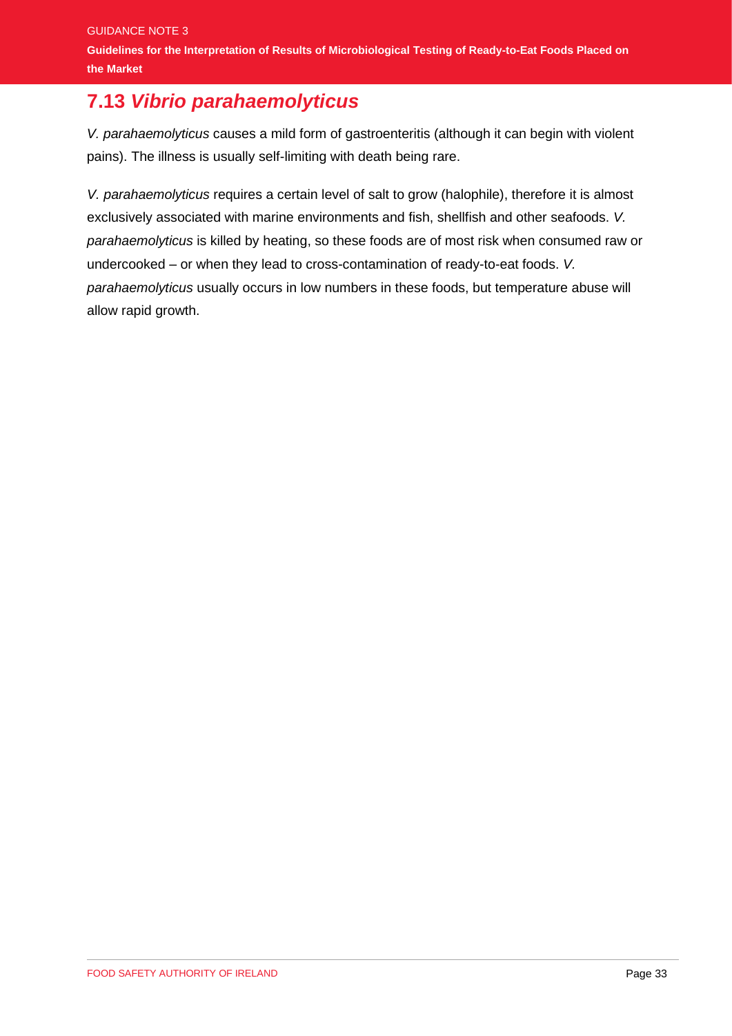## 7.13 *Vibrio parahaemolyticus*

*V. parahaemolyticus* causes a mild form of gastroenteritis (although it can begin with violent pains). The illness is usually self-limiting with death being rare.

*V. parahaemolyticus* requires a certain level of salt to grow (halophile), therefore it is almost exclusively associated with marine environments and fish, shellfish and other seafoods. *V. parahaemolyticus* is killed by heating, so these foods are of most risk when consumed raw or undercooked – or when they lead to cross-contamination of ready-to-eat foods. *V. parahaemolyticus* usually occurs in low numbers in these foods, but temperature abuse will allow rapid growth.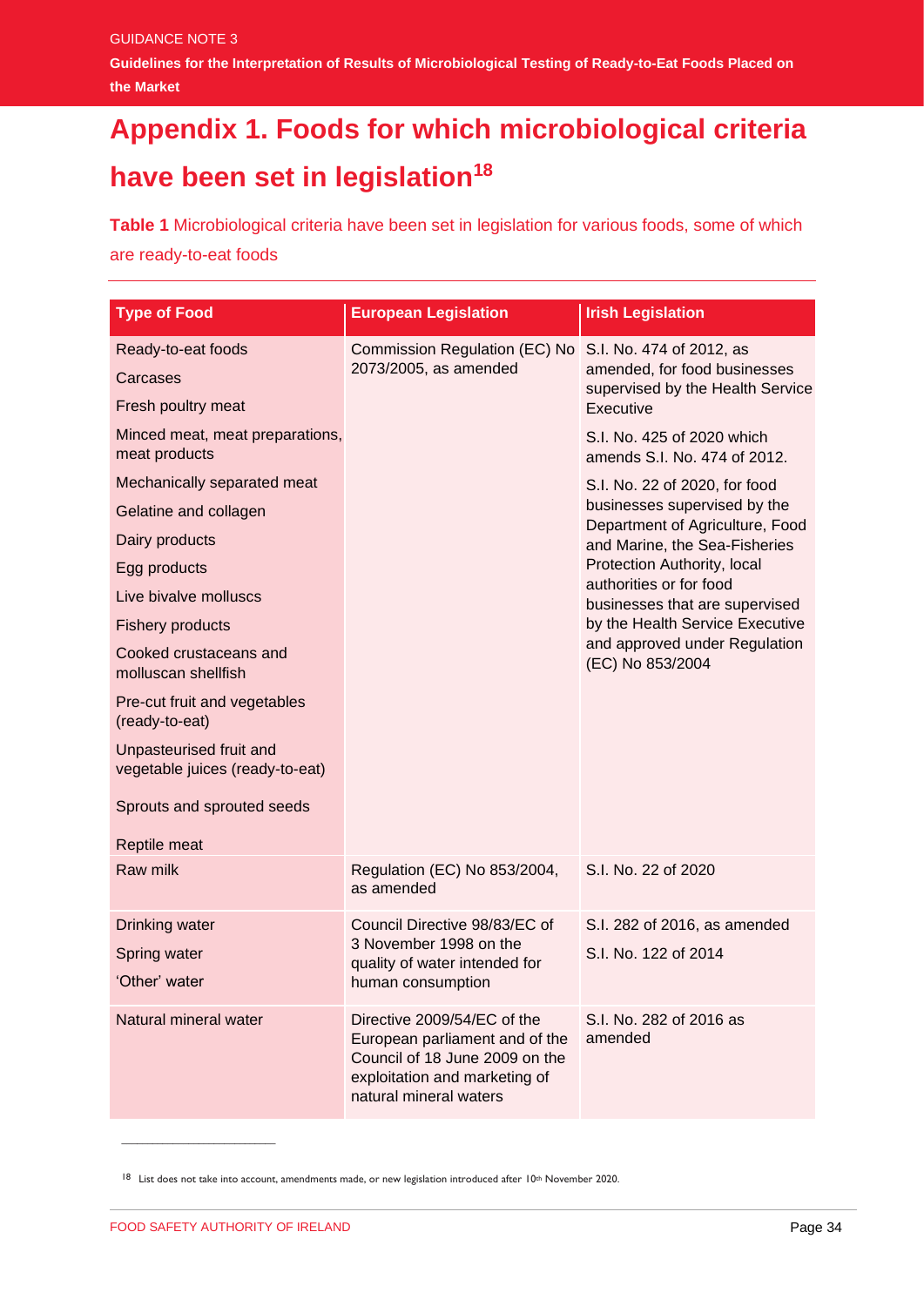# Appendix 1. Foods for which microbiological criteria have been set in legislation[18]

**Table 1** Microbiological criteria have been set in legislation for various foods, some of which are ready-to-eat foods

| Type of Food | European Legislation | Irish Legislation |
|---|---|---|
| Ready-to-eat foods<br>Carcases<br>Fresh poultry meat<br>Minced meat, meat preparations, meat products<br>Mechanically separated meat<br>Gelatine and collagen<br>Dairy products<br>Egg products<br>Live bivalve molluscs<br>Fishery products<br>Cooked crustaceans and molluscan shellfish<br>Pre-cut fruit and vegetables (ready-to-eat)<br>Unpasteurised fruit and vegetable juices (ready-to-eat)<br>Sprouts and sprouted seeds<br>Reptile meat | Commission Regulation (EC) No 2073/2005, as amended | S.I. No. 474 of 2012, as amended, for food businesses supervised by the Health Service Executive<br>S.I. No. 425 of 2020 which amends S.I. No. 474 of 2012.<br>S.I. No. 22 of 2020, for food businesses supervised by the Department of Agriculture, Food and Marine, the Sea-Fisheries Protection Authority, local authorities or for food businesses that are supervised by the Health Service Executive and approved under Regulation (EC) No 853/2004 |
| Raw milk | Regulation (EC) No 853/2004, as amended | S.I. No. 22 of 2020 |
| Drinking water<br>Spring water<br>'Other' water | Council Directive 98/83/EC of 3 November 1998 on the quality of water intended for human consumption | S.I. 282 of 2016, as amended<br>S.I. No. 122 of 2014 |
| Natural mineral water | Directive 2009/54/EC of the European parliament and of the Council of 18 June 2009 on the exploitation and marketing of natural mineral waters | S.I. No. 282 of 2016 as amended |

[18] List does not take into account, amendments made, or new legislation introduced after 10th November 2020.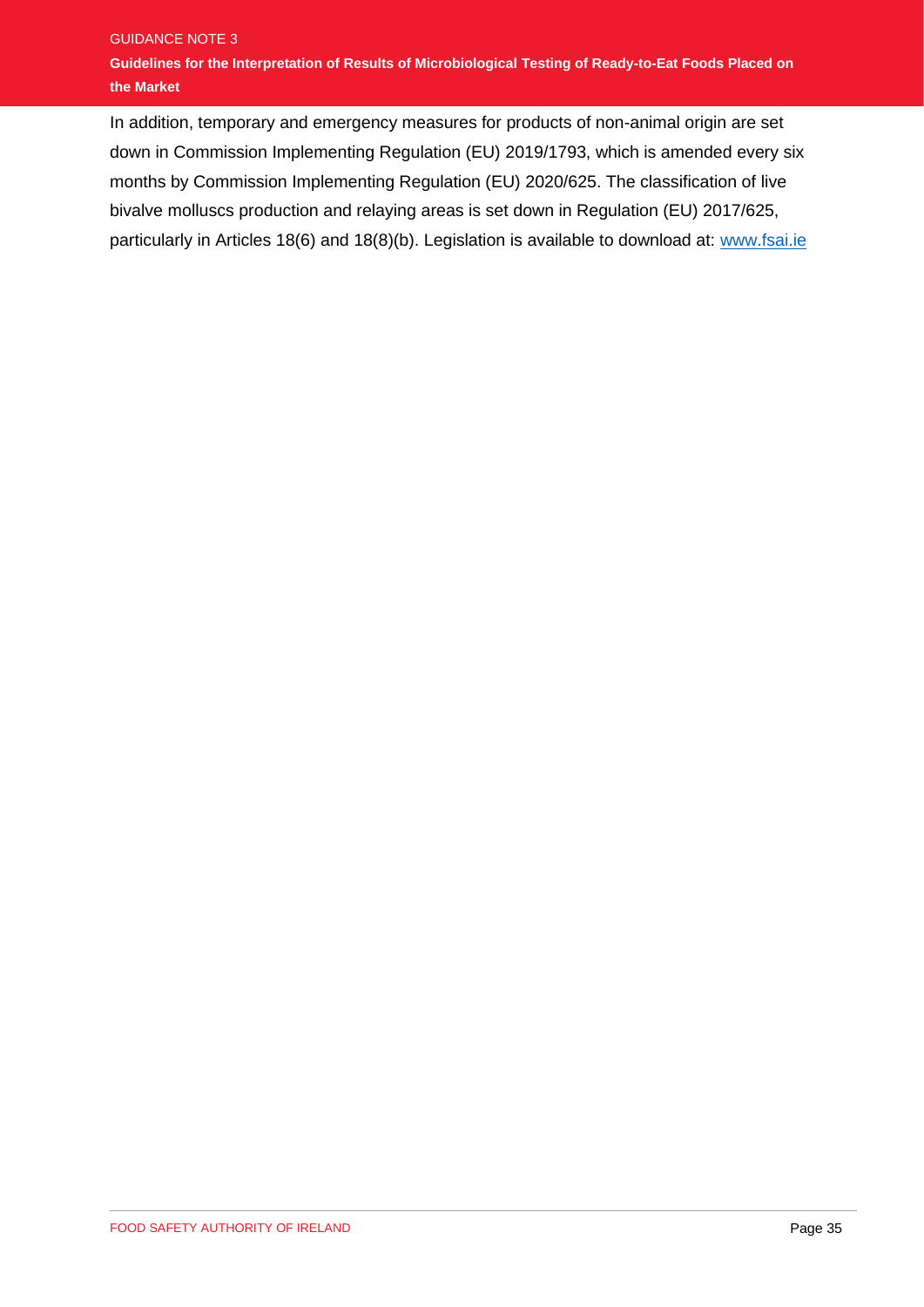In addition, temporary and emergency measures for products of non-animal origin are set down in Commission Implementing Regulation (EU) 2019/1793, which is amended every six months by Commission Implementing Regulation (EU) 2020/625. The classification of live bivalve molluscs production and relaying areas is set down in Regulation (EU) 2017/625, particularly in Articles 18(6) and 18(8)(b). Legislation is available to download at: [www.fsai.ie](http://www.fsai.ie)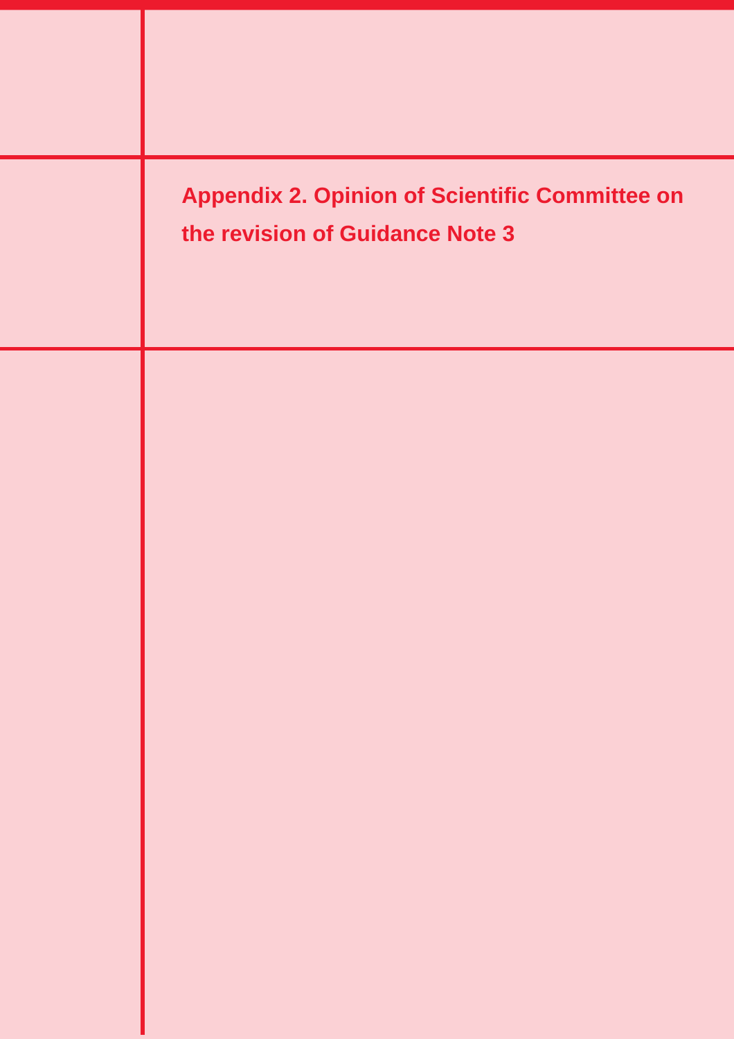# Appendix 2. Opinion of Scientific Committee on the revision of Guidance Note 3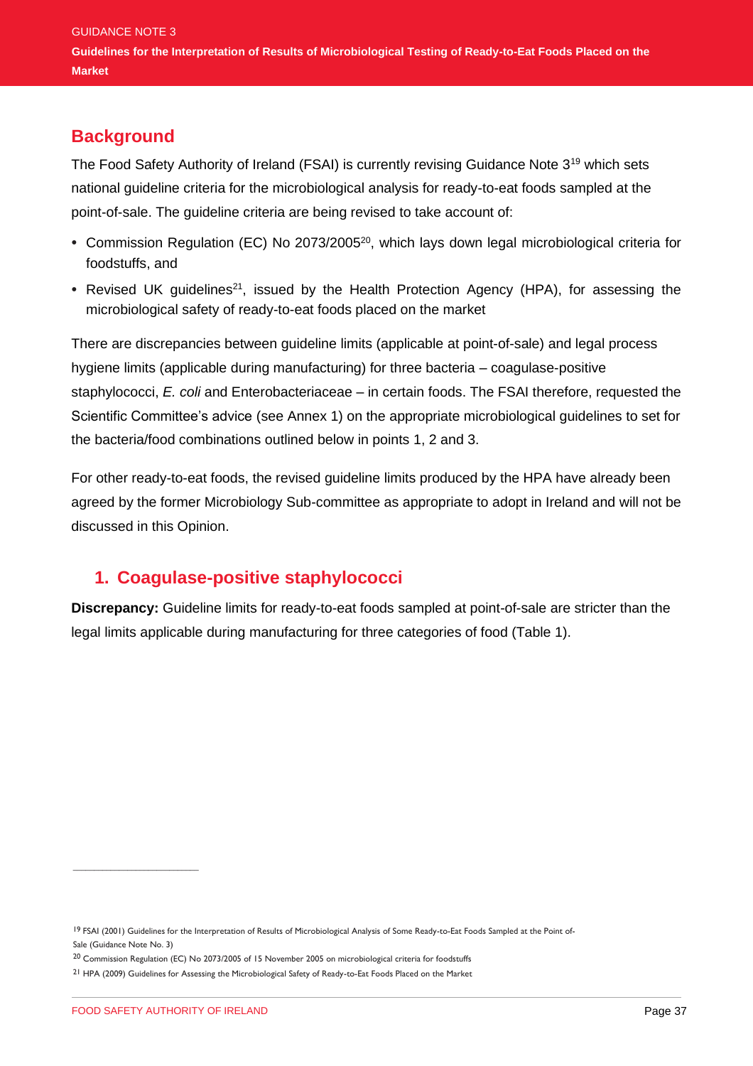## Background

The Food Safety Authority of Ireland (FSAI) is currently revising Guidance Note 3[19] which sets national guideline criteria for the microbiological analysis for ready-to-eat foods sampled at the point-of-sale. The guideline criteria are being revised to take account of:

- Commission Regulation (EC) No 2073/2005[20], which lays down legal microbiological criteria for foodstuffs, and
- Revised UK guidelines[21], issued by the Health Protection Agency (HPA), for assessing the microbiological safety of ready-to-eat foods placed on the market

There are discrepancies between guideline limits (applicable at point-of-sale) and legal process hygiene limits (applicable during manufacturing) for three bacteria – coagulase-positive staphylococci, *E. coli* and Enterobacteriaceae – in certain foods. The FSAI therefore, requested the Scientific Committee's advice (see Annex 1) on the appropriate microbiological guidelines to set for the bacteria/food combinations outlined below in points 1, 2 and 3.

For other ready-to-eat foods, the revised guideline limits produced by the HPA have already been agreed by the former Microbiology Sub-committee as appropriate to adopt in Ireland and will not be discussed in this Opinion.

### 1. Coagulase-positive staphylococci

**Discrepancy:** Guideline limits for ready-to-eat foods sampled at point-of-sale are stricter than the legal limits applicable during manufacturing for three categories of food (Table 1).

---

[19] FSAI (2001) Guidelines for the Interpretation of Results of Microbiological Analysis of Some Ready-to-Eat Foods Sampled at the Point of-Sale (Guidance Note No. 3)

[20] Commission Regulation (EC) No 2073/2005 of 15 November 2005 on microbiological criteria for foodstuffs

[21] HPA (2009) Guidelines for Assessing the Microbiological Safety of Ready-to-Eat Foods Placed on the Market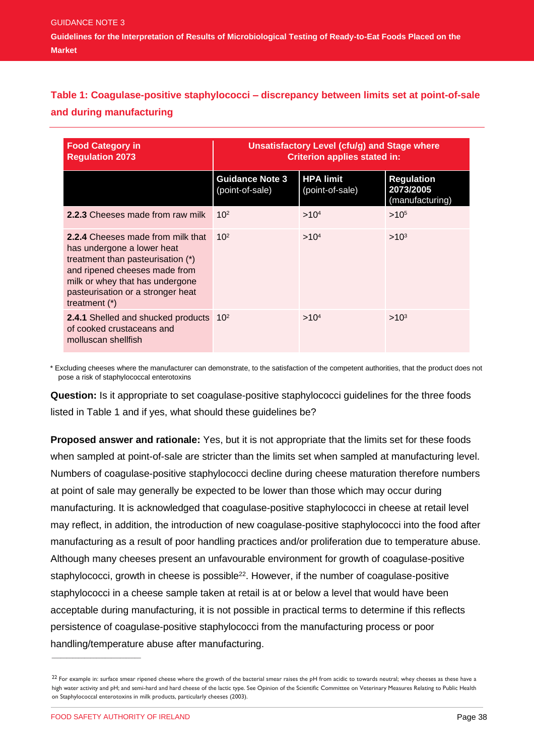### Table 1: Coagulase-positive staphylococci – discrepancy between limits set at point-of-sale and during manufacturing

| Food Category in Regulation 2073 | Unsatisfactory Level (cfu/g) and Stage where Criterion applies stated in: | | |
|---|---|---|---|
| | **Guidance Note 3** (point-of-sale) | **HPA limit** (point-of-sale) | **Regulation 2073/2005** (manufacturing) |
| **2.2.3** Cheeses made from raw milk | $10^2$ | $>10^4$ | $>10^5$ |
| **2.2.4** Cheeses made from milk that has undergone a lower heat treatment than pasteurisation (*) and ripened cheeses made from milk or whey that has undergone pasteurisation or a stronger heat treatment (*) | $10^2$ | $>10^4$ | $>10^3$ |
| **2.4.1** Shelled and shucked products of cooked crustaceans and molluscan shellfish | $10^2$ | $>10^4$ | $>10^3$ |

* Excluding cheeses where the manufacturer can demonstrate, to the satisfaction of the competent authorities, that the product does not pose a risk of staphylococcal enterotoxins

**Question:** Is it appropriate to set coagulase-positive staphylococci guidelines for the three foods listed in Table 1 and if yes, what should these guidelines be?

**Proposed answer and rationale:** Yes, but it is not appropriate that the limits set for these foods when sampled at point-of-sale are stricter than the limits set when sampled at manufacturing level. Numbers of coagulase-positive staphylococci decline during cheese maturation therefore numbers at point of sale may generally be expected to be lower than those which may occur during manufacturing. It is acknowledged that coagulase-positive staphylococci in cheese at retail level may reflect, in addition, the introduction of new coagulase-positive staphylococci into the food after manufacturing as a result of poor handling practices and/or proliferation due to temperature abuse. Although many cheeses present an unfavourable environment for growth of coagulase-positive staphylococci, growth in cheese is possible[22]. However, if the number of coagulase-positive staphylococci in a cheese sample taken at retail is at or below a level that would have been acceptable during manufacturing, it is not possible in practical terms to determine if this reflects persistence of coagulase-positive staphylococci from the manufacturing process or poor handling/temperature abuse after manufacturing.

---

[22] For example in: surface smear ripened cheese where the growth of the bacterial smear raises the pH from acidic to towards neutral; whey cheeses as these have a high water activity and pH; and semi-hard and hard cheese of the lactic type. See Opinion of the Scientific Committee on Veterinary Measures Relating to Public Health on Staphylococcal enterotoxins in milk products, particularly cheeses (2003).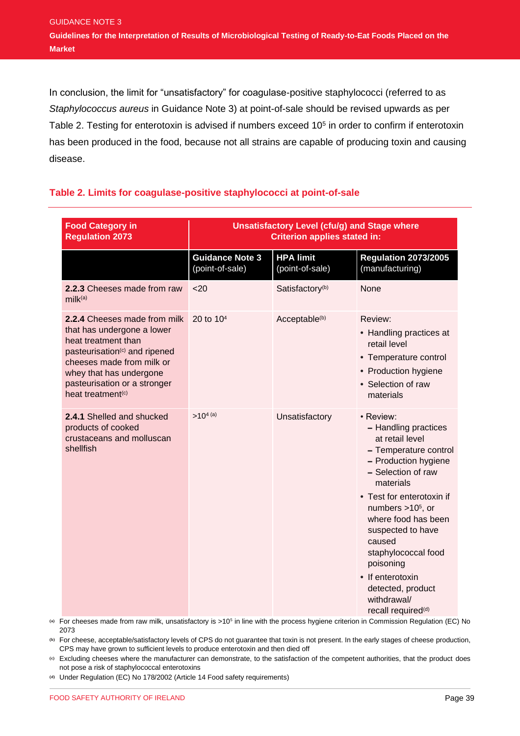In conclusion, the limit for "unsatisfactory" for coagulase-positive staphylococci (referred to as *Staphylococcus aureus* in Guidance Note 3) at point-of-sale should be revised upwards as per Table 2. Testing for enterotoxin is advised if numbers exceed $10^5$ in order to confirm if enterotoxin has been produced in the food, because not all strains are capable of producing toxin and causing disease.

### Table 2. Limits for coagulase-positive staphylococci at point-of-sale

| Food Category in Regulation 2073 | Unsatisfactory Level (cfu/g) and Stage where Criterion applies stated in: | | |
|---|---|---|---|
| | **Guidance Note 3** (point-of-sale) | **HPA limit** (point-of-sale) | **Regulation 2073/2005** (manufacturing) |
| **2.2.3** Cheeses made from raw milk[(a)] | <20 | Satisfactory[(b)] | None |
| **2.2.4** Cheeses made from milk that has undergone a lower heat treatment than pasteurisation[(c)] and ripened cheeses made from milk or whey that has undergone pasteurisation or a stronger heat treatment[(c)] | 20 to $10^4$ | Acceptable[(b)] | Review: • Handling practices at retail level • Temperature control • Production hygiene • Selection of raw materials |
| **2.4.1** Shelled and shucked products of cooked crustaceans and molluscan shellfish | $>10^4$ [(a)] | Unsatisfactory | • Review: – Handling practices at retail level – Temperature control – Production hygiene – Selection of raw materials • Test for enterotoxin if numbers $>10^5$, or where food has been suspected to have caused staphylococcal food poisoning • If enterotoxin detected, product withdrawal/ recall required[(d)] |

[(a)] For cheeses made from raw milk, unsatisfactory is $>10^5$ in line with the process hygiene criterion in Commission Regulation (EC) No 2073

[(b)] For cheese, acceptable/satisfactory levels of CPS do not guarantee that toxin is not present. In the early stages of cheese production, CPS may have grown to sufficient levels to produce enterotoxin and then died off

[(c)] Excluding cheeses where the manufacturer can demonstrate, to the satisfaction of the competent authorities, that the product does not pose a risk of staphylococcal enterotoxins

[(d)] Under Regulation (EC) No 178/2002 (Article 14 Food safety requirements)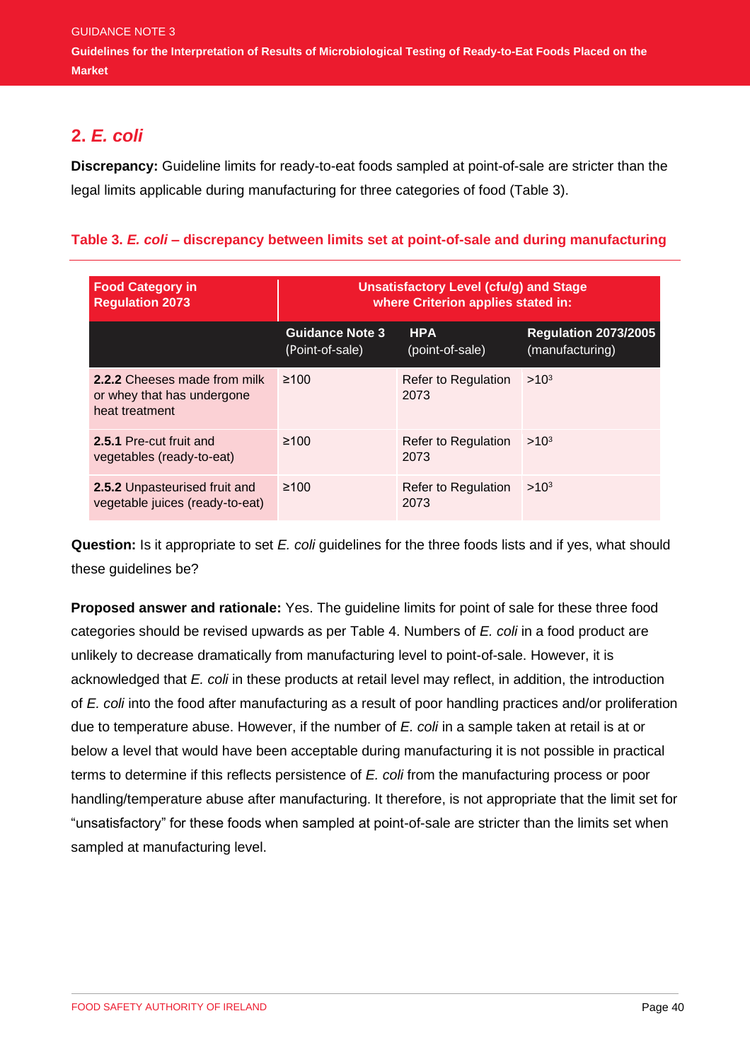## 2. *E. coli*

**Discrepancy:** Guideline limits for ready-to-eat foods sampled at point-of-sale are stricter than the legal limits applicable during manufacturing for three categories of food (Table 3).

**Table 3. *E. coli* – discrepancy between limits set at point-of-sale and during manufacturing**

| Food Category in Regulation 2073 | Unsatisfactory Level (cfu/g) and Stage where Criterion applies stated in: | | |
|---|---|---|---|
| | **Guidance Note 3** (Point-of-sale) | **HPA** (point-of-sale) | **Regulation 2073/2005** (manufacturing) |
| **2.2.2** Cheeses made from milk or whey that has undergone heat treatment | ≥100 | Refer to Regulation 2073 | $>10^3$ |
| **2.5.1** Pre-cut fruit and vegetables (ready-to-eat) | ≥100 | Refer to Regulation 2073 | $>10^3$ |
| **2.5.2** Unpasteurised fruit and vegetable juices (ready-to-eat) | ≥100 | Refer to Regulation 2073 | $>10^3$ |

**Question:** Is it appropriate to set *E. coli* guidelines for the three foods lists and if yes, what should these guidelines be?

**Proposed answer and rationale:** Yes. The guideline limits for point of sale for these three food categories should be revised upwards as per Table 4. Numbers of *E. coli* in a food product are unlikely to decrease dramatically from manufacturing level to point-of-sale. However, it is acknowledged that *E. coli* in these products at retail level may reflect, in addition, the introduction of *E. coli* into the food after manufacturing as a result of poor handling practices and/or proliferation due to temperature abuse. However, if the number of *E. coli* in a sample taken at retail is at or below a level that would have been acceptable during manufacturing it is not possible in practical terms to determine if this reflects persistence of *E. coli* from the manufacturing process or poor handling/temperature abuse after manufacturing. It therefore, is not appropriate that the limit set for "unsatisfactory" for these foods when sampled at point-of-sale are stricter than the limits set when sampled at manufacturing level.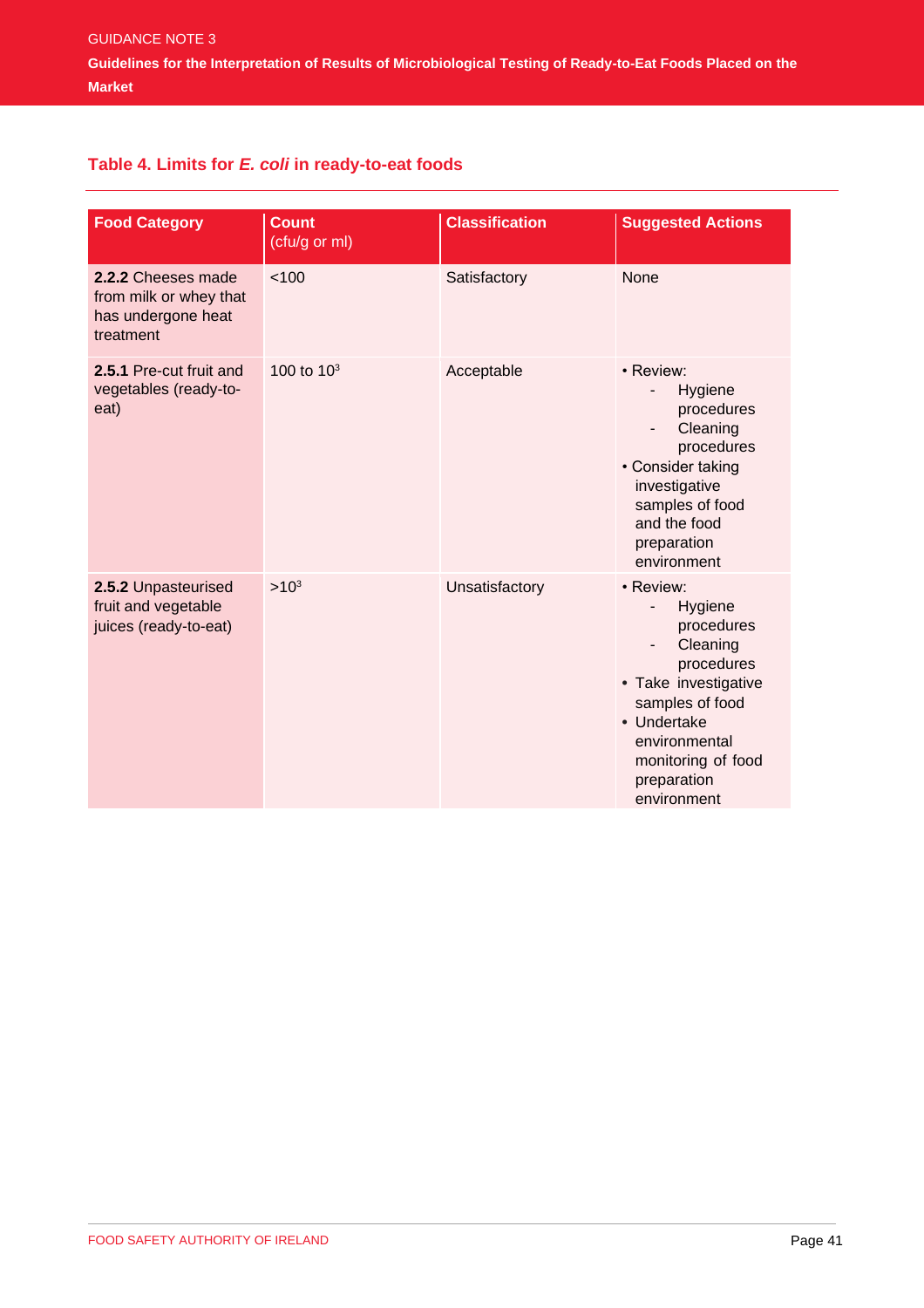## Table 4. Limits for *E. coli* in ready-to-eat foods

| Food Category | Count (cfu/g or ml) | Classification | Suggested Actions |
|---|---|---|---|
| **2.2.2** Cheeses made from milk or whey that has undergone heat treatment | <100 | Satisfactory | None |
| **2.5.1** Pre-cut fruit and vegetables (ready-to-eat) | 100 to $10^3$ | Acceptable | • Review:<br>- Hygiene procedures<br>- Cleaning procedures<br>• Consider taking investigative samples of food and the food preparation environment |
| **2.5.2** Unpasteurised fruit and vegetable juices (ready-to-eat) | >$10^3$ | Unsatisfactory | • Review:<br>- Hygiene procedures<br>- Cleaning procedures<br>• Take investigative samples of food<br>• Undertake environmental monitoring of food preparation environment |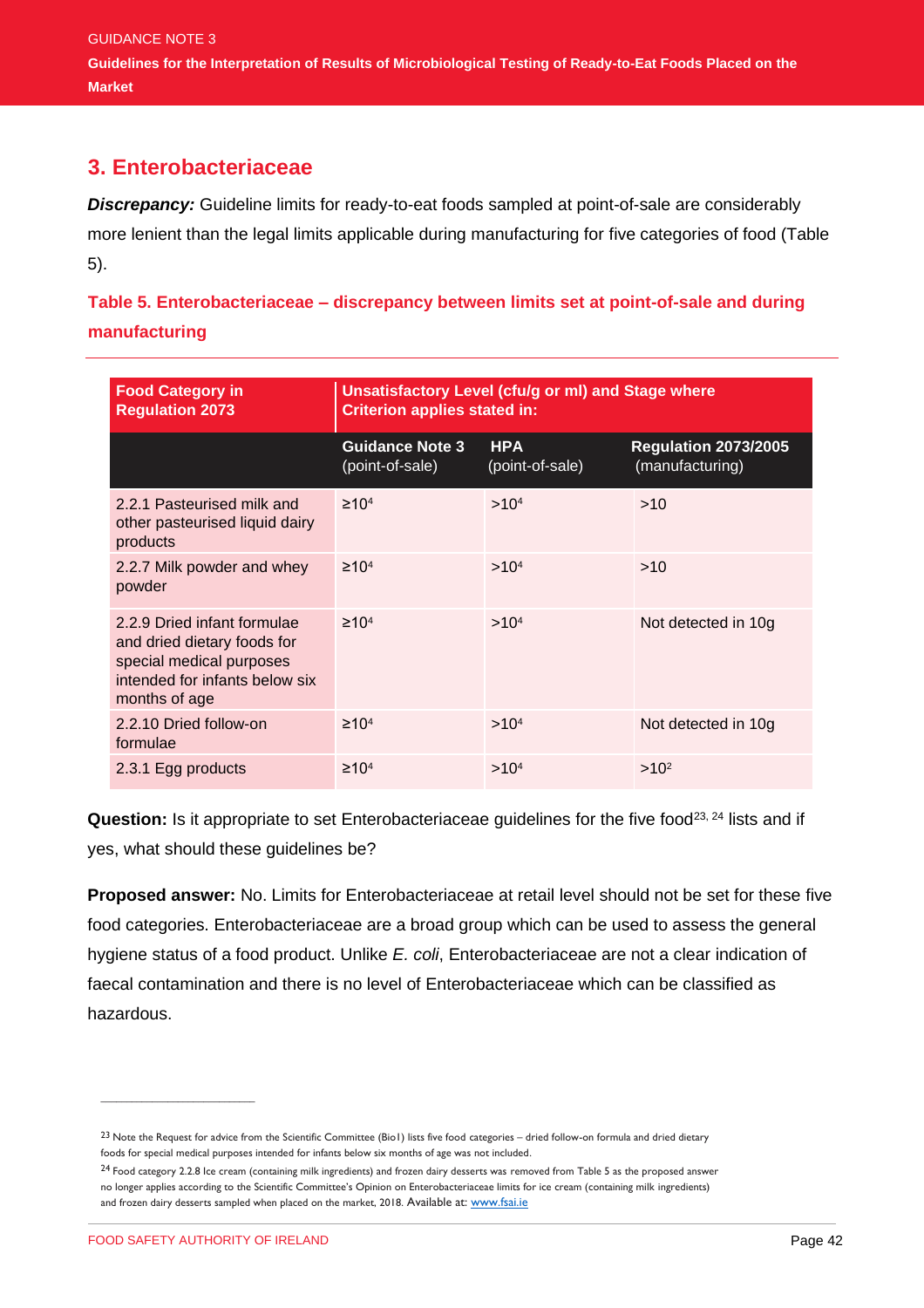## 3. Enterobacteriaceae

***Discrepancy:*** Guideline limits for ready-to-eat foods sampled at point-of-sale are considerably more lenient than the legal limits applicable during manufacturing for five categories of food (Table 5).

### Table 5. Enterobacteriaceae – discrepancy between limits set at point-of-sale and during manufacturing

| Food Category in Regulation 2073 | Unsatisfactory Level (cfu/g or ml) and Stage where Criterion applies stated in: | | |
|---|---|---|---|
| | **Guidance Note 3** (point-of-sale) | **HPA** (point-of-sale) | **Regulation 2073/2005** (manufacturing) |
| 2.2.1 Pasteurised milk and other pasteurised liquid dairy products | $\geq 10^4$ | $>10^4$ | >10 |
| 2.2.7 Milk powder and whey powder | $\geq 10^4$ | $>10^4$ | >10 |
| 2.2.9 Dried infant formulae and dried dietary foods for special medical purposes intended for infants below six months of age | $\geq 10^4$ | $>10^4$ | Not detected in 10g |
| 2.2.10 Dried follow-on formulae | $\geq 10^4$ | $>10^4$ | Not detected in 10g |
| 2.3.1 Egg products | $\geq 10^4$ | $>10^4$ | $>10^2$ |

**Question:** Is it appropriate to set Enterobacteriaceae guidelines for the five food[23, 24] lists and if yes, what should these guidelines be?

**Proposed answer:** No. Limits for Enterobacteriaceae at retail level should not be set for these five food categories. Enterobacteriaceae are a broad group which can be used to assess the general hygiene status of a food product. Unlike *E. coli*, Enterobacteriaceae are not a clear indication of faecal contamination and there is no level of Enterobacteriaceae which can be classified as hazardous.

---

[23] Note the Request for advice from the Scientific Committee (Bio1) lists five food categories – dried follow-on formula and dried dietary foods for special medical purposes intended for infants below six months of age was not included.

[24] Food category 2.2.8 Ice cream (containing milk ingredients) and frozen dairy desserts was removed from Table 5 as the proposed answer no longer applies according to the Scientific Committee's Opinion on Enterobacteriaceae limits for ice cream (containing milk ingredients) and frozen dairy desserts sampled when placed on the market, 2018. Available at: www.fsai.ie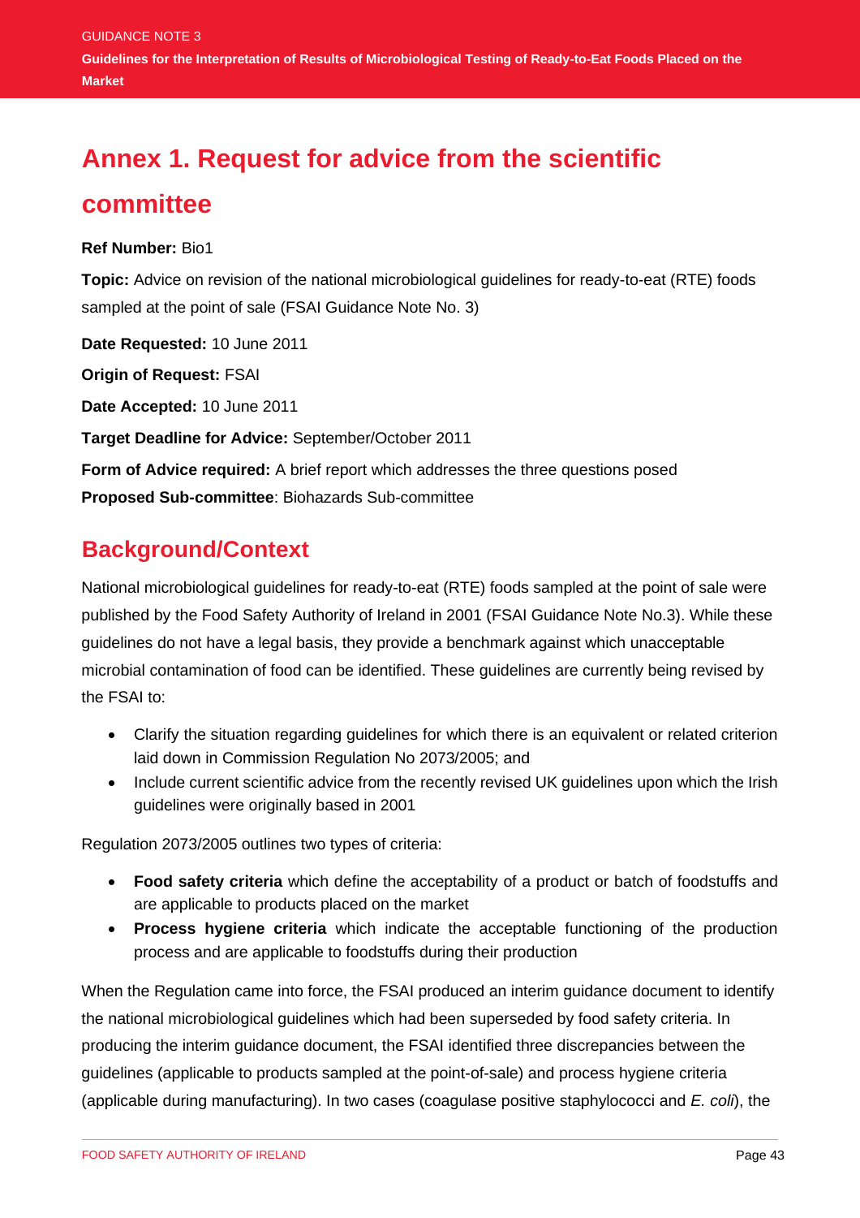# Annex 1. Request for advice from the scientific committee

**Ref Number:** Bio1

**Topic:** Advice on revision of the national microbiological guidelines for ready-to-eat (RTE) foods sampled at the point of sale (FSAI Guidance Note No. 3)

**Date Requested:** 10 June 2011

**Origin of Request:** FSAI

**Date Accepted:** 10 June 2011

**Target Deadline for Advice:** September/October 2011

**Form of Advice required:** A brief report which addresses the three questions posed

**Proposed Sub-committee**: Biohazards Sub-committee

## Background/Context

National microbiological guidelines for ready-to-eat (RTE) foods sampled at the point of sale were published by the Food Safety Authority of Ireland in 2001 (FSAI Guidance Note No.3). While these guidelines do not have a legal basis, they provide a benchmark against which unacceptable microbial contamination of food can be identified. These guidelines are currently being revised by the FSAI to:

- Clarify the situation regarding guidelines for which there is an equivalent or related criterion laid down in Commission Regulation No 2073/2005; and
- Include current scientific advice from the recently revised UK guidelines upon which the Irish guidelines were originally based in 2001

Regulation 2073/2005 outlines two types of criteria:

- **Food safety criteria** which define the acceptability of a product or batch of foodstuffs and are applicable to products placed on the market
- **Process hygiene criteria** which indicate the acceptable functioning of the production process and are applicable to foodstuffs during their production

When the Regulation came into force, the FSAI produced an interim guidance document to identify the national microbiological guidelines which had been superseded by food safety criteria. In producing the interim guidance document, the FSAI identified three discrepancies between the guidelines (applicable to products sampled at the point-of-sale) and process hygiene criteria (applicable during manufacturing). In two cases (coagulase positive staphylococci and *E. coli*), the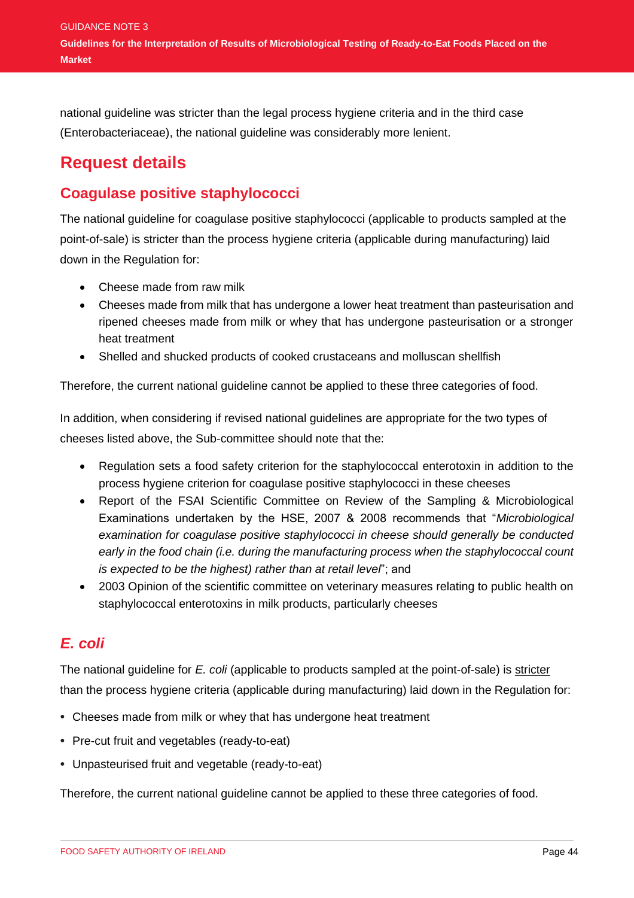national guideline was stricter than the legal process hygiene criteria and in the third case (Enterobacteriaceae), the national guideline was considerably more lenient.

## Request details

### Coagulase positive staphylococci

The national guideline for coagulase positive staphylococci (applicable to products sampled at the point-of-sale) is stricter than the process hygiene criteria (applicable during manufacturing) laid down in the Regulation for:

- Cheese made from raw milk
- Cheeses made from milk that has undergone a lower heat treatment than pasteurisation and ripened cheeses made from milk or whey that has undergone pasteurisation or a stronger heat treatment
- Shelled and shucked products of cooked crustaceans and molluscan shellfish

Therefore, the current national guideline cannot be applied to these three categories of food.

In addition, when considering if revised national guidelines are appropriate for the two types of cheeses listed above, the Sub-committee should note that the:

- Regulation sets a food safety criterion for the staphylococcal enterotoxin in addition to the process hygiene criterion for coagulase positive staphylococci in these cheeses
- Report of the FSAI Scientific Committee on Review of the Sampling & Microbiological Examinations undertaken by the HSE, 2007 & 2008 recommends that "*Microbiological examination for coagulase positive staphylococci in cheese should generally be conducted early in the food chain (i.e. during the manufacturing process when the staphylococcal count is expected to be the highest) rather than at retail level*"; and
- 2003 Opinion of the scientific committee on veterinary measures relating to public health on staphylococcal enterotoxins in milk products, particularly cheeses

### *E. coli*

The national guideline for *E. coli* (applicable to products sampled at the point-of-sale) is stricter than the process hygiene criteria (applicable during manufacturing) laid down in the Regulation for:

- Cheeses made from milk or whey that has undergone heat treatment
- Pre-cut fruit and vegetables (ready-to-eat)
- Unpasteurised fruit and vegetable (ready-to-eat)

Therefore, the current national guideline cannot be applied to these three categories of food.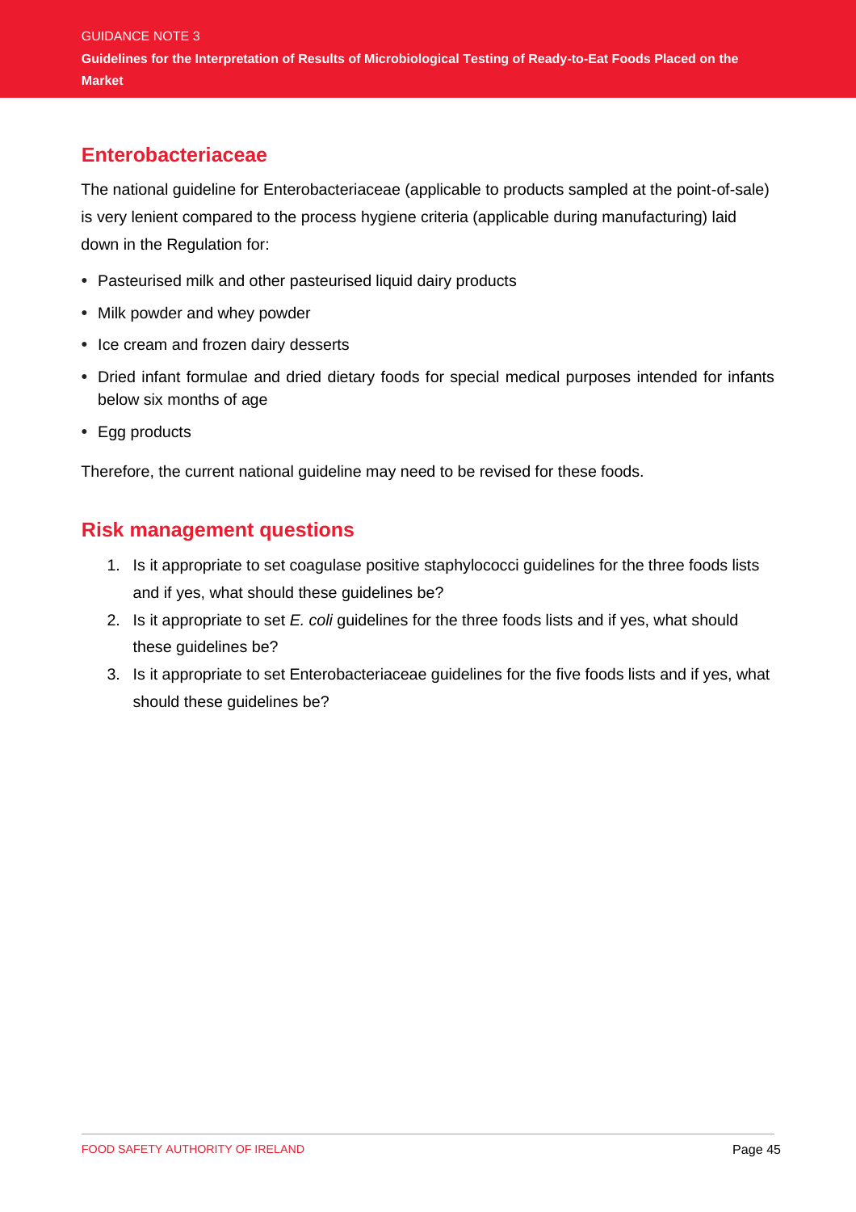## Enterobacteriaceae

The national guideline for Enterobacteriaceae (applicable to products sampled at the point-of-sale) is very lenient compared to the process hygiene criteria (applicable during manufacturing) laid down in the Regulation for:

- Pasteurised milk and other pasteurised liquid dairy products
- Milk powder and whey powder
- Ice cream and frozen dairy desserts
- Dried infant formulae and dried dietary foods for special medical purposes intended for infants below six months of age
- Egg products

Therefore, the current national guideline may need to be revised for these foods.

## Risk management questions

1. Is it appropriate to set coagulase positive staphylococci guidelines for the three foods lists and if yes, what should these guidelines be?
2. Is it appropriate to set *E. coli* guidelines for the three foods lists and if yes, what should these guidelines be?
3. Is it appropriate to set Enterobacteriaceae guidelines for the five foods lists and if yes, what should these guidelines be?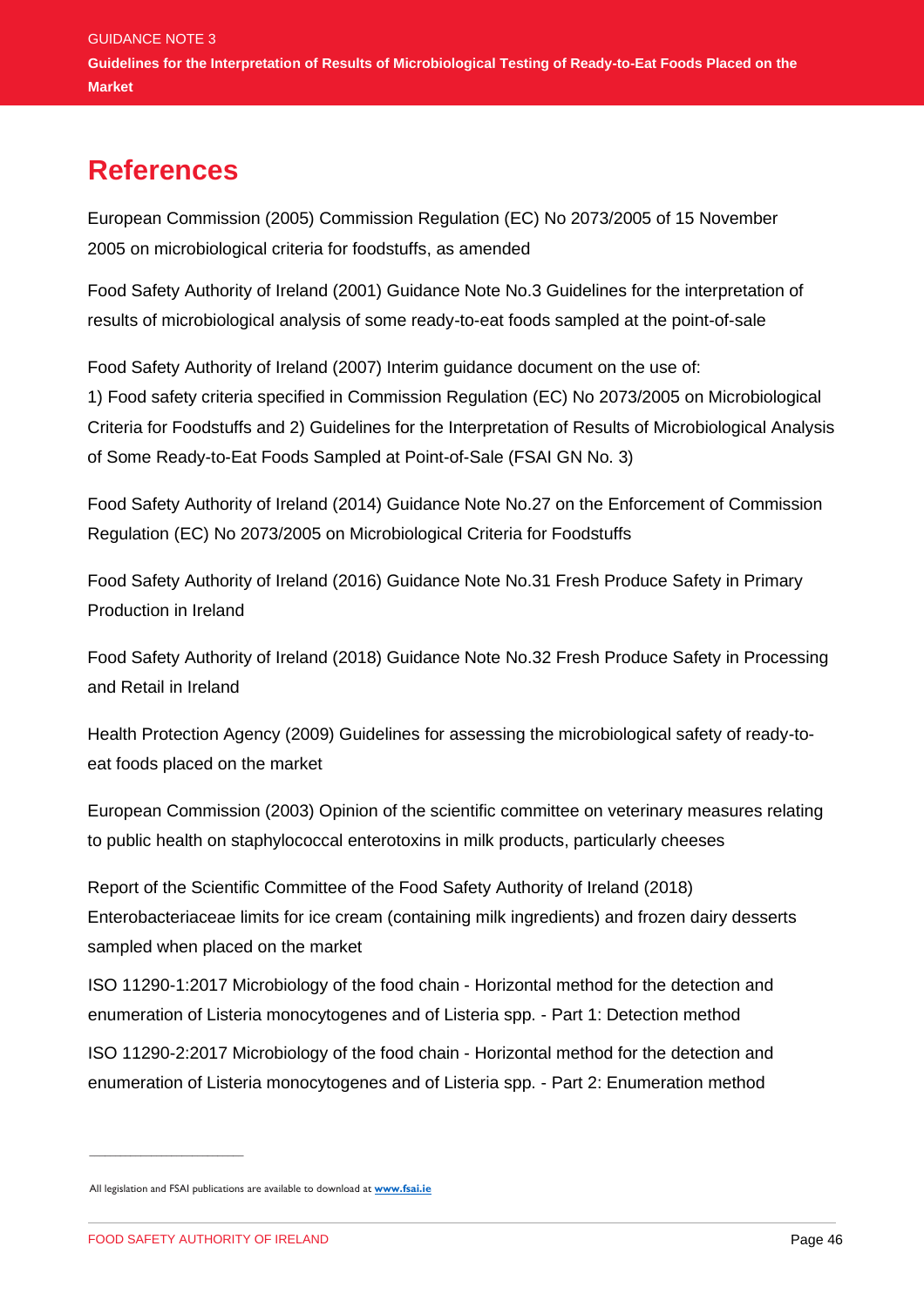# References

European Commission (2005) Commission Regulation (EC) No 2073/2005 of 15 November 2005 on microbiological criteria for foodstuffs, as amended

Food Safety Authority of Ireland (2001) Guidance Note No.3 Guidelines for the interpretation of results of microbiological analysis of some ready-to-eat foods sampled at the point-of-sale

Food Safety Authority of Ireland (2007) Interim guidance document on the use of:
1) Food safety criteria specified in Commission Regulation (EC) No 2073/2005 on Microbiological Criteria for Foodstuffs and 2) Guidelines for the Interpretation of Results of Microbiological Analysis of Some Ready-to-Eat Foods Sampled at Point-of-Sale (FSAI GN No. 3)

Food Safety Authority of Ireland (2014) Guidance Note No.27 on the Enforcement of Commission Regulation (EC) No 2073/2005 on Microbiological Criteria for Foodstuffs

Food Safety Authority of Ireland (2016) Guidance Note No.31 Fresh Produce Safety in Primary Production in Ireland

Food Safety Authority of Ireland (2018) Guidance Note No.32 Fresh Produce Safety in Processing and Retail in Ireland

Health Protection Agency (2009) Guidelines for assessing the microbiological safety of ready-to-eat foods placed on the market

European Commission (2003) Opinion of the scientific committee on veterinary measures relating to public health on staphylococcal enterotoxins in milk products, particularly cheeses

Report of the Scientific Committee of the Food Safety Authority of Ireland (2018) Enterobacteriaceae limits for ice cream (containing milk ingredients) and frozen dairy desserts sampled when placed on the market

ISO 11290-1:2017 Microbiology of the food chain - Horizontal method for the detection and enumeration of Listeria monocytogenes and of Listeria spp. - Part 1: Detection method

ISO 11290-2:2017 Microbiology of the food chain - Horizontal method for the detection and enumeration of Listeria monocytogenes and of Listeria spp. - Part 2: Enumeration method

---

All legislation and FSAI publications are available to download at **www.fsai.ie**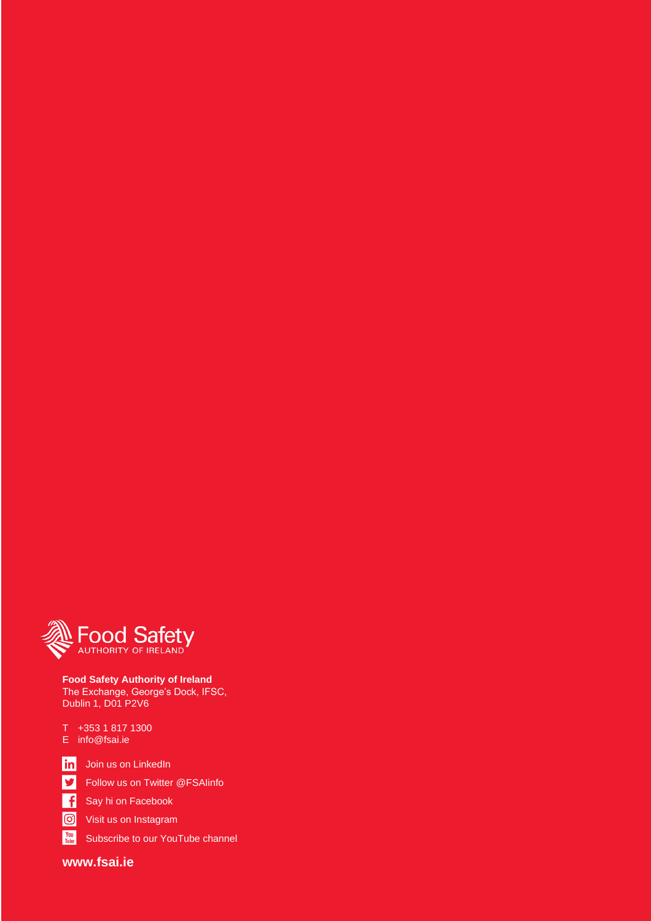Food Safety
AUTHORITY OF IRELAND

**Food Safety Authority of Ireland**
The Exchange, George's Dock, IFSC,
Dublin 1, D01 P2V6

T +353 1 817 1300
E info@fsai.ie

Join us on LinkedIn

Follow us on Twitter @FSAIinfo

Say hi on Facebook

Visit us on Instagram

Subscribe to our YouTube channel

**www.fsai.ie**